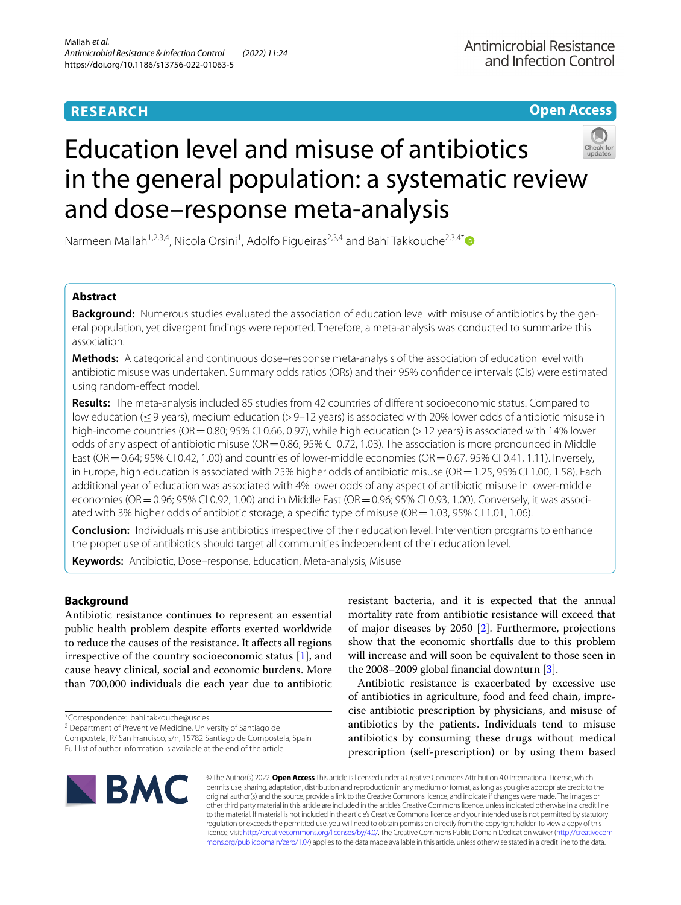RESEARCH

Open Access

# Education level and misuse of antibiotics in the general population: a systematic review and dose–response meta-analysis

Narmeen Mallah[1,2,3,4], Nicola Orsini[1], Adolfo Figueiras[2,3,4] and Bahi Takkouche[2,3,4*]

## Abstract

**Background:** Numerous studies evaluated the association of education level with misuse of antibiotics by the general population, yet divergent findings were reported. Therefore, a meta-analysis was conducted to summarize this association.

**Methods:** A categorical and continuous dose–response meta-analysis of the association of education level with antibiotic misuse was undertaken. Summary odds ratios (ORs) and their 95% confidence intervals (CIs) were estimated using random-effect model.

**Results:** The meta-analysis included 85 studies from 42 countries of different socioeconomic status. Compared to low education (≤ 9 years), medium education (> 9–12 years) is associated with 20% lower odds of antibiotic misuse in high-income countries (OR = 0.80; 95% CI 0.66, 0.97), while high education (> 12 years) is associated with 14% lower odds of any aspect of antibiotic misuse (OR = 0.86; 95% CI 0.72, 1.03). The association is more pronounced in Middle East (OR = 0.64; 95% CI 0.42, 1.00) and countries of lower-middle economies (OR = 0.67, 95% CI 0.41, 1.11). Inversely, in Europe, high education is associated with 25% higher odds of antibiotic misuse (OR = 1.25, 95% CI 1.00, 1.58). Each additional year of education was associated with 4% lower odds of any aspect of antibiotic misuse in lower-middle economies (OR = 0.96; 95% CI 0.92, 1.00) and in Middle East (OR = 0.96; 95% CI 0.93, 1.00). Conversely, it was associated with 3% higher odds of antibiotic storage, a specific type of misuse (OR = 1.03, 95% CI 1.01, 1.06).

**Conclusion:** Individuals misuse antibiotics irrespective of their education level. Intervention programs to enhance the proper use of antibiotics should target all communities independent of their education level.

**Keywords:** Antibiotic, Dose–response, Education, Meta-analysis, Misuse

## Background

Antibiotic resistance continues to represent an essential public health problem despite efforts exerted worldwide to reduce the causes of the resistance. It affects all regions irrespective of the country socioeconomic status [1], and cause heavy clinical, social and economic burdens. More than 700,000 individuals die each year due to antibiotic resistant bacteria, and it is expected that the annual mortality rate from antibiotic resistance will exceed that of major diseases by 2050 [2]. Furthermore, projections show that the economic shortfalls due to this problem will increase and will soon be equivalent to those seen in the 2008–2009 global financial downturn [3].

Antibiotic resistance is exacerbated by excessive use of antibiotics in agriculture, food and feed chain, imprecise antibiotic prescription by physicians, and misuse of antibiotics by the patients. Individuals tend to misuse antibiotics by consuming these drugs without medical prescription (self-prescription) or by using them based

*Correspondence: bahi.takkouche@usc.es
[2] Department of Preventive Medicine, University of Santiago de Compostela, R/ San Francisco, s/n, 15782 Santiago de Compostela, Spain
Full list of author information is available at the end of the article

© The Author(s) 2022. **Open Access** This article is licensed under a Creative Commons Attribution 4.0 International License, which permits use, sharing, adaptation, distribution and reproduction in any medium or format, as long as you give appropriate credit to the original author(s) and the source, provide a link to the Creative Commons licence, and indicate if changes were made. The images or other third party material in this article are included in the article's Creative Commons licence, unless indicated otherwise in a credit line to the material. If material is not included in the article's Creative Commons licence and your intended use is not permitted by statutory regulation or exceeds the permitted use, you will need to obtain permission directly from the copyright holder. To view a copy of this licence, visit http://creativecommons.org/licenses/by/4.0/. The Creative Commons Public Domain Dedication waiver (http://creativecommons.org/publicdomain/zero/1.0/) applies to the data made available in this article, unless otherwise stated in a credit line to the data.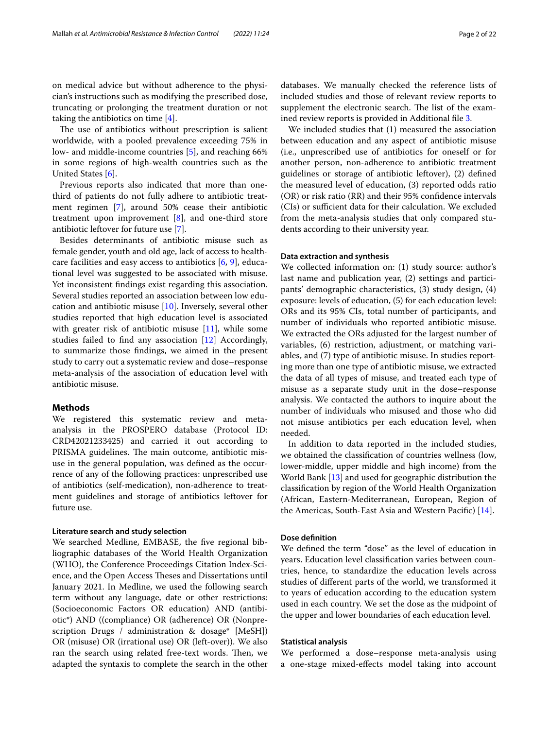on medical advice but without adherence to the physician's instructions such as modifying the prescribed dose, truncating or prolonging the treatment duration or not taking the antibiotics on time [4].

The use of antibiotics without prescription is salient worldwide, with a pooled prevalence exceeding 75% in low- and middle-income countries [5], and reaching 66% in some regions of high-wealth countries such as the United States [6].

Previous reports also indicated that more than one-third of patients do not fully adhere to antibiotic treatment regimen [7], around 50% cease their antibiotic treatment upon improvement [8], and one-third store antibiotic leftover for future use [7].

Besides determinants of antibiotic misuse such as female gender, youth and old age, lack of access to healthcare facilities and easy access to antibiotics [6, 9], educational level was suggested to be associated with misuse. Yet inconsistent findings exist regarding this association. Several studies reported an association between low education and antibiotic misuse [10]. Inversely, several other studies reported that high education level is associated with greater risk of antibiotic misuse [11], while some studies failed to find any association [12] Accordingly, to summarize those findings, we aimed in the present study to carry out a systematic review and dose–response meta-analysis of the association of education level with antibiotic misuse.

## Methods

We registered this systematic review and meta-analysis in the PROSPERO database (Protocol ID: CRD42021233425) and carried it out according to PRISMA guidelines. The main outcome, antibiotic misuse in the general population, was defined as the occurrence of any of the following practices: unprescribed use of antibiotics (self-medication), non-adherence to treatment guidelines and storage of antibiotics leftover for future use.

### Literature search and study selection

We searched Medline, EMBASE, the five regional bibliographic databases of the World Health Organization (WHO), the Conference Proceedings Citation Index-Science, and the Open Access Theses and Dissertations until January 2021. In Medline, we used the following search term without any language, date or other restrictions: (Socioeconomic Factors OR education) AND (antibiotic*) AND ((compliance) OR (adherence) OR (Nonprescription Drugs / administration & dosage* [MeSH]) OR (misuse) OR (irrational use) OR (left-over)). We also ran the search using related free-text words. Then, we adapted the syntaxis to complete the search in the other databases. We manually checked the reference lists of included studies and those of relevant review reports to supplement the electronic search. The list of the examined review reports is provided in Additional file 3.

We included studies that (1) measured the association between education and any aspect of antibiotic misuse (i.e., unprescribed use of antibiotics for oneself or for another person, non-adherence to antibiotic treatment guidelines or storage of antibiotic leftover), (2) defined the measured level of education, (3) reported odds ratio (OR) or risk ratio (RR) and their 95% confidence intervals (CIs) or sufficient data for their calculation. We excluded from the meta-analysis studies that only compared students according to their university year.

### Data extraction and synthesis

We collected information on: (1) study source: author's last name and publication year, (2) settings and participants' demographic characteristics, (3) study design, (4) exposure: levels of education, (5) for each education level: ORs and its 95% CIs, total number of participants, and number of individuals who reported antibiotic misuse. We extracted the ORs adjusted for the largest number of variables, (6) restriction, adjustment, or matching variables, and (7) type of antibiotic misuse. In studies reporting more than one type of antibiotic misuse, we extracted the data of all types of misuse, and treated each type of misuse as a separate study unit in the dose–response analysis. We contacted the authors to inquire about the number of individuals who misused and those who did not misuse antibiotics per each education level, when needed.

In addition to data reported in the included studies, we obtained the classification of countries wellness (low, lower-middle, upper middle and high income) from the World Bank [13] and used for geographic distribution the classification by region of the World Health Organization (African, Eastern-Mediterranean, European, Region of the Americas, South-East Asia and Western Pacific) [14].

### Dose definition

We defined the term "dose" as the level of education in years. Education level classification varies between countries, hence, to standardize the education levels across studies of different parts of the world, we transformed it to years of education according to the education system used in each country. We set the dose as the midpoint of the upper and lower boundaries of each education level.

### Statistical analysis

We performed a dose–response meta-analysis using a one-stage mixed-effects model taking into account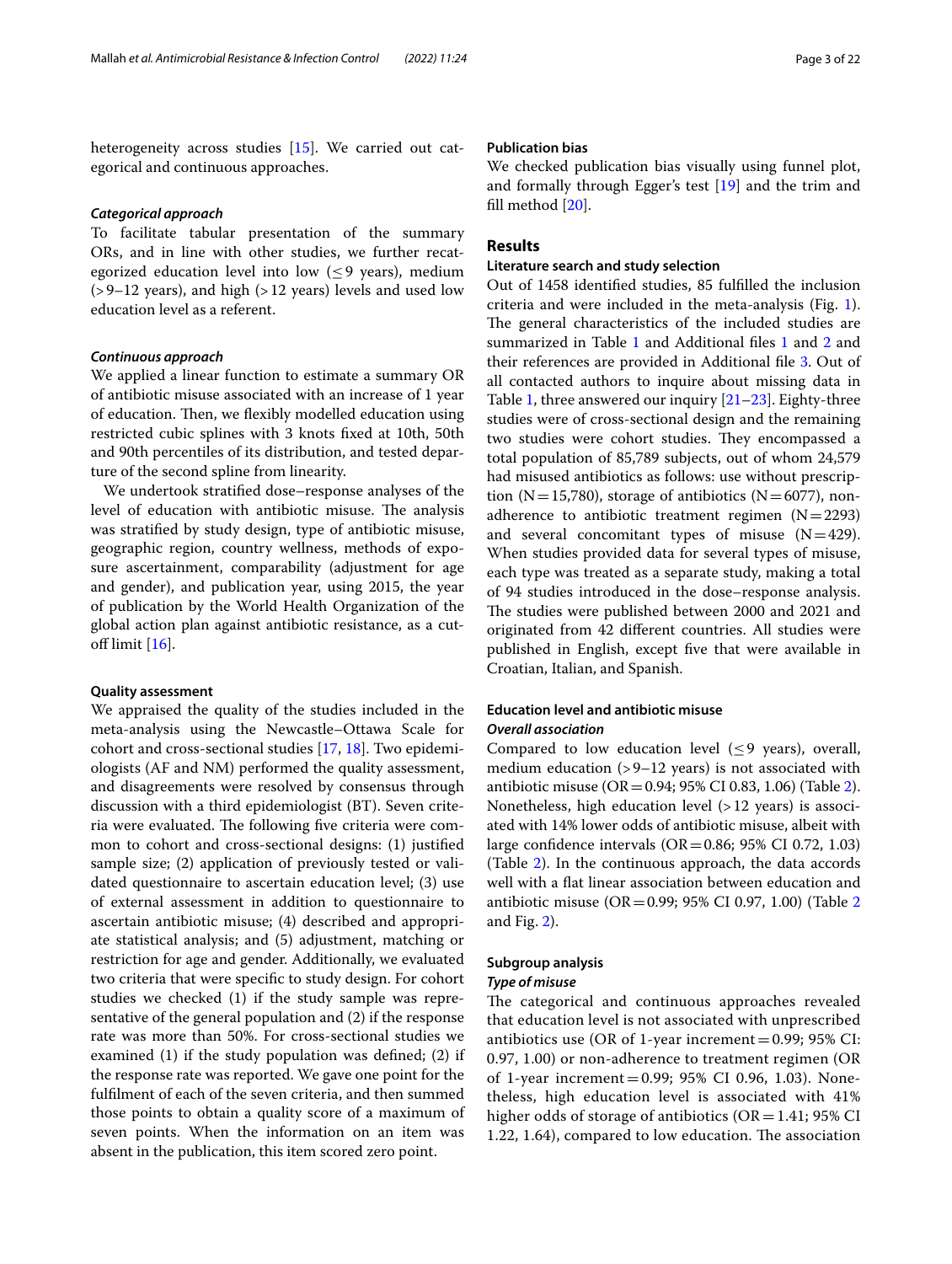heterogeneity across studies [15]. We carried out categorical and continuous approaches.

### *Categorical approach*

To facilitate tabular presentation of the summary ORs, and in line with other studies, we further recategorized education level into low (≤9 years), medium (>9–12 years), and high (>12 years) levels and used low education level as a referent.

### *Continuous approach*

We applied a linear function to estimate a summary OR of antibiotic misuse associated with an increase of 1 year of education. Then, we flexibly modelled education using restricted cubic splines with 3 knots fixed at 10th, 50th and 90th percentiles of its distribution, and tested departure of the second spline from linearity.

We undertook stratified dose–response analyses of the level of education with antibiotic misuse. The analysis was stratified by study design, type of antibiotic misuse, geographic region, country wellness, methods of exposure ascertainment, comparability (adjustment for age and gender), and publication year, using 2015, the year of publication by the World Health Organization of the global action plan against antibiotic resistance, as a cut-off limit [16].

### Quality assessment

We appraised the quality of the studies included in the meta-analysis using the Newcastle–Ottawa Scale for cohort and cross-sectional studies [17, 18]. Two epidemiologists (AF and NM) performed the quality assessment, and disagreements were resolved by consensus through discussion with a third epidemiologist (BT). Seven criteria were evaluated. The following five criteria were common to cohort and cross-sectional designs: (1) justified sample size; (2) application of previously tested or validated questionnaire to ascertain education level; (3) use of external assessment in addition to questionnaire to ascertain antibiotic misuse; (4) described and appropriate statistical analysis; and (5) adjustment, matching or restriction for age and gender. Additionally, we evaluated two criteria that were specific to study design. For cohort studies we checked (1) if the study sample was representative of the general population and (2) if the response rate was more than 50%. For cross-sectional studies we examined (1) if the study population was defined; (2) if the response rate was reported. We gave one point for the fulfilment of each of the seven criteria, and then summed those points to obtain a quality score of a maximum of seven points. When the information on an item was absent in the publication, this item scored zero point.

### Publication bias

We checked publication bias visually using funnel plot, and formally through Egger's test [19] and the trim and fill method [20].

## Results

### Literature search and study selection

Out of 1458 identified studies, 85 fulfilled the inclusion criteria and were included in the meta-analysis (Fig. 1). The general characteristics of the included studies are summarized in Table 1 and Additional files 1 and 2 and their references are provided in Additional file 3. Out of all contacted authors to inquire about missing data in Table 1, three answered our inquiry [21–23]. Eighty-three studies were of cross-sectional design and the remaining two studies were cohort studies. They encompassed a total population of 85,789 subjects, out of whom 24,579 had misused antibiotics as follows: use without prescription (N = 15,780), storage of antibiotics (N = 6077), non-adherence to antibiotic treatment regimen (N = 2293) and several concomitant types of misuse (N = 429). When studies provided data for several types of misuse, each type was treated as a separate study, making a total of 94 studies introduced in the dose–response analysis. The studies were published between 2000 and 2021 and originated from 42 different countries. All studies were published in English, except five that were available in Croatian, Italian, and Spanish.

### Education level and antibiotic misuse

#### *Overall association*

Compared to low education level (≤9 years), overall, medium education (>9–12 years) is not associated with antibiotic misuse (OR = 0.94; 95% CI 0.83, 1.06) (Table 2). Nonetheless, high education level (>12 years) is associated with 14% lower odds of antibiotic misuse, albeit with large confidence intervals (OR = 0.86; 95% CI 0.72, 1.03) (Table 2). In the continuous approach, the data accords well with a flat linear association between education and antibiotic misuse (OR = 0.99; 95% CI 0.97, 1.00) (Table 2 and Fig. 2).

### Subgroup analysis

#### *Type of misuse*

The categorical and continuous approaches revealed that education level is not associated with unprescribed antibiotics use (OR of 1-year increment = 0.99; 95% CI: 0.97, 1.00) or non-adherence to treatment regimen (OR of 1-year increment = 0.99; 95% CI 0.96, 1.03). Nonetheless, high education level is associated with 41% higher odds of storage of antibiotics (OR = 1.41; 95% CI 1.22, 1.64), compared to low education. The association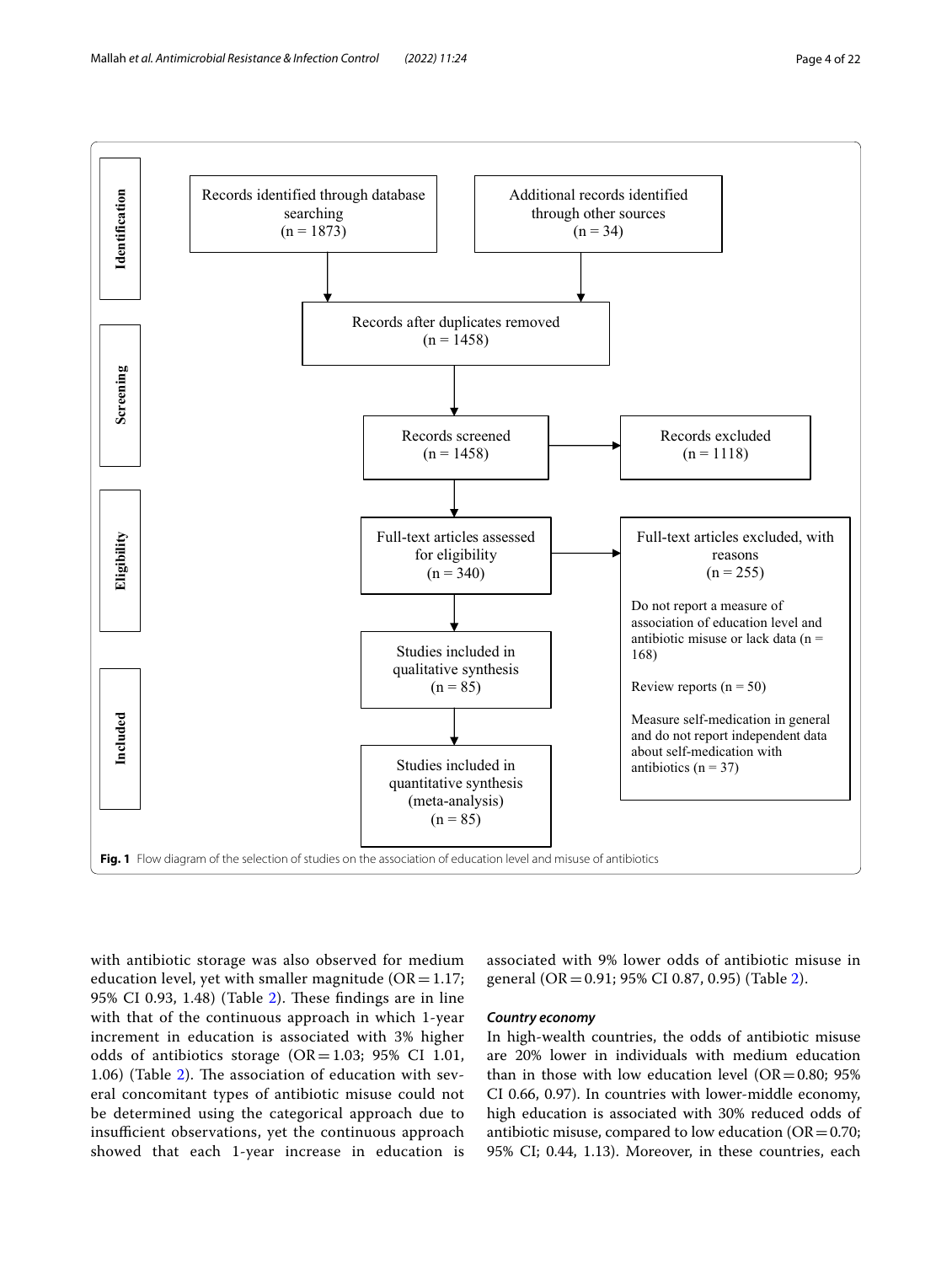**Identification**

Records identified through database searching (n = 1873)

Additional records identified through other sources (n = 34)

**Screening**

Records after duplicates removed (n = 1458)

Records screened (n = 1458)

Records excluded (n = 1118)

**Eligibility**

Full-text articles assessed for eligibility (n = 340)

Full-text articles excluded, with reasons (n = 255)

Do not report a measure of association of education level and antibiotic misuse or lack data (n = 168)

Review reports (n = 50)

Measure self-medication in general and do not report independent data about self-medication with antibiotics (n = 37)

**Included**

Studies included in qualitative synthesis (n = 85)

Studies included in quantitative synthesis (meta-analysis) (n = 85)

**Fig. 1** Flow diagram of the selection of studies on the association of education level and misuse of antibiotics

with antibiotic storage was also observed for medium education level, yet with smaller magnitude (OR = 1.17; 95% CI 0.93, 1.48) (Table 2). These findings are in line with that of the continuous approach in which 1-year increment in education is associated with 3% higher odds of antibiotics storage (OR = 1.03; 95% CI 1.01, 1.06) (Table 2). The association of education with several concomitant types of antibiotic misuse could not be determined using the categorical approach due to insufficient observations, yet the continuous approach showed that each 1-year increase in education is associated with 9% lower odds of antibiotic misuse in general (OR = 0.91; 95% CI 0.87, 0.95) (Table 2).

### *Country economy*

In high-wealth countries, the odds of antibiotic misuse are 20% lower in individuals with medium education than in those with low education level (OR = 0.80; 95% CI 0.66, 0.97). In countries with lower-middle economy, high education is associated with 30% reduced odds of antibiotic misuse, compared to low education (OR = 0.70; 95% CI; 0.44, 1.13). Moreover, in these countries, each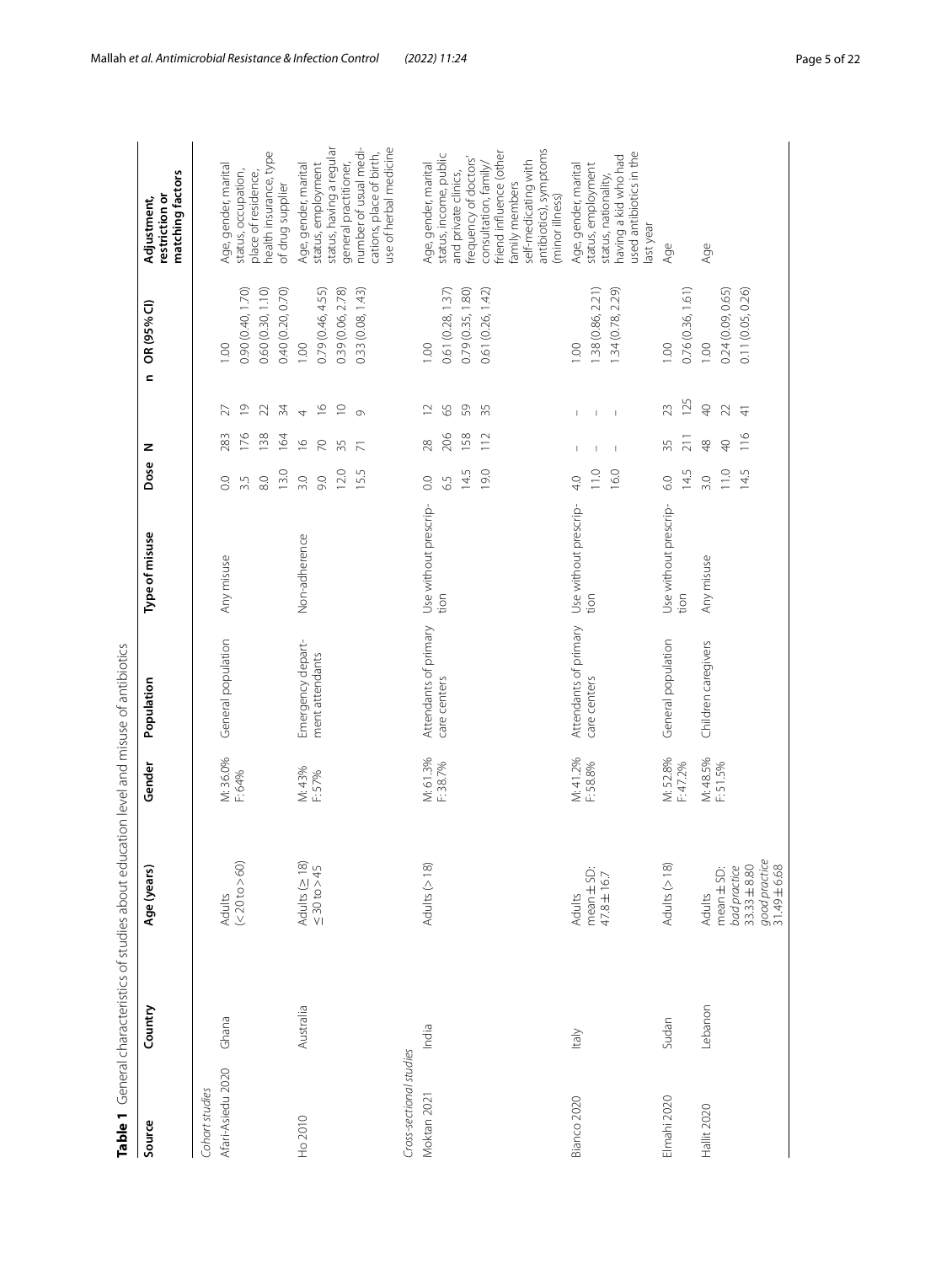**Table 1** General characteristics of studies about education level and misuse of antibiotics

| Source | Country | Age (years) | Gender | Population | Type of misuse | Dose | N | n | OR (95% CI) | Adjustment, restriction or matching factors |
|---|---|---|---|---|---|---|---|---|---|---|
| *Cohort studies* | | | | | | | | | | |
| Afari-Asiedu 2020 | Ghana | Adults (< 20 to > 60) | M: 36.0% F: 64% | General population | Any misuse | 0.0 | 283 | 27 | 1.00 | Age, gender, marital status, occupation, place of residence, health insurance, type of drug supplier |
| | | | | | | 3.5 | 176 | 19 | 0.90 (0.40, 1.70) | |
| | | | | | | 8.0 | 138 | 22 | 0.60 (0.30, 1.10) | |
| | | | | | | 13.0 | 164 | 34 | 0.40 (0.20, 0.70) | |
| Ho 2010 | Australia | Adults (≥ 18) ≤ 30 to > 45 | M: 43% F: 57% | Emergency department attendants | Non-adherence | 3.0 | 16 | 4 | 1.00 | Age, gender, marital status, employment status, having a regular general practitioner, number of usual medications, place of birth, use of herbal medicine |
| | | | | | | 9.0 | 70 | 16 | 0.79 (0.46, 4.55) | |
| | | | | | | 12.0 | 35 | 10 | 0.39 (0.06, 2.78) | |
| | | | | | | 15.5 | 71 | 9 | 0.33 (0.08, 1.43) | |
| *Cross-sectional studies* | | | | | | | | | | |
| Moktan 2021 | India | Adults (> 18) | M: 61.3% F: 38.7% | Attendants of primary care centers | Use without prescription | 0.0 | 28 | 12 | 1.00 | Age, gender, marital status, income, public and private clinics, frequency of doctors' consultation, family/friend influence (other family members self-medicating with antibiotics), symptoms (minor illness) |
| | | | | | | 6.5 | 206 | 65 | 0.61 (0.28, 1.37) | |
| | | | | | | 14.5 | 158 | 59 | 0.79 (0.35, 1.80) | |
| | | | | | | 19.0 | 112 | 35 | 0.61 (0.26, 1.42) | |
| Bianco 2020 | Italy | Adults mean ± SD: 47.8 ± 16.7 | M: 41.2% F: 58.8% | Attendants of primary care centers | Use without prescription | 4.0 | – | – | 1.00 | Age, gender, marital status, employment status, nationality, having a kid who had used antibiotics in the last year |
| | | | | | | 11.0 | – | – | 1.38 (0.86, 2.21) | |
| | | | | | | 16.0 | – | – | 1.34 (0.78, 2.29) | |
| Elmahi 2020 | Sudan | Adults (> 18) | M: 52.8% F: 47.2% | General population | Use without prescription | 6.0 | 35 | 23 | 1.00 | Age |
| | | | | | | 14.5 | 211 | 125 | 0.76 (0.36, 1.61) | |
| Hallit 2020 | Lebanon | Adults mean ± SD: *bad practice* 33.33 ± 8.80 *good practice* 31.49 ± 6.68 | M: 48.5% F: 51.5% | Children caregivers | Any misuse | 3.0 | 48 | 40 | 1.00 | Age |
| | | | | | | 11.0 | 40 | 22 | 0.24 (0.09, 0.65) | |
| | | | | | | 14.5 | 116 | 41 | 0.11 (0.05, 0.26) | |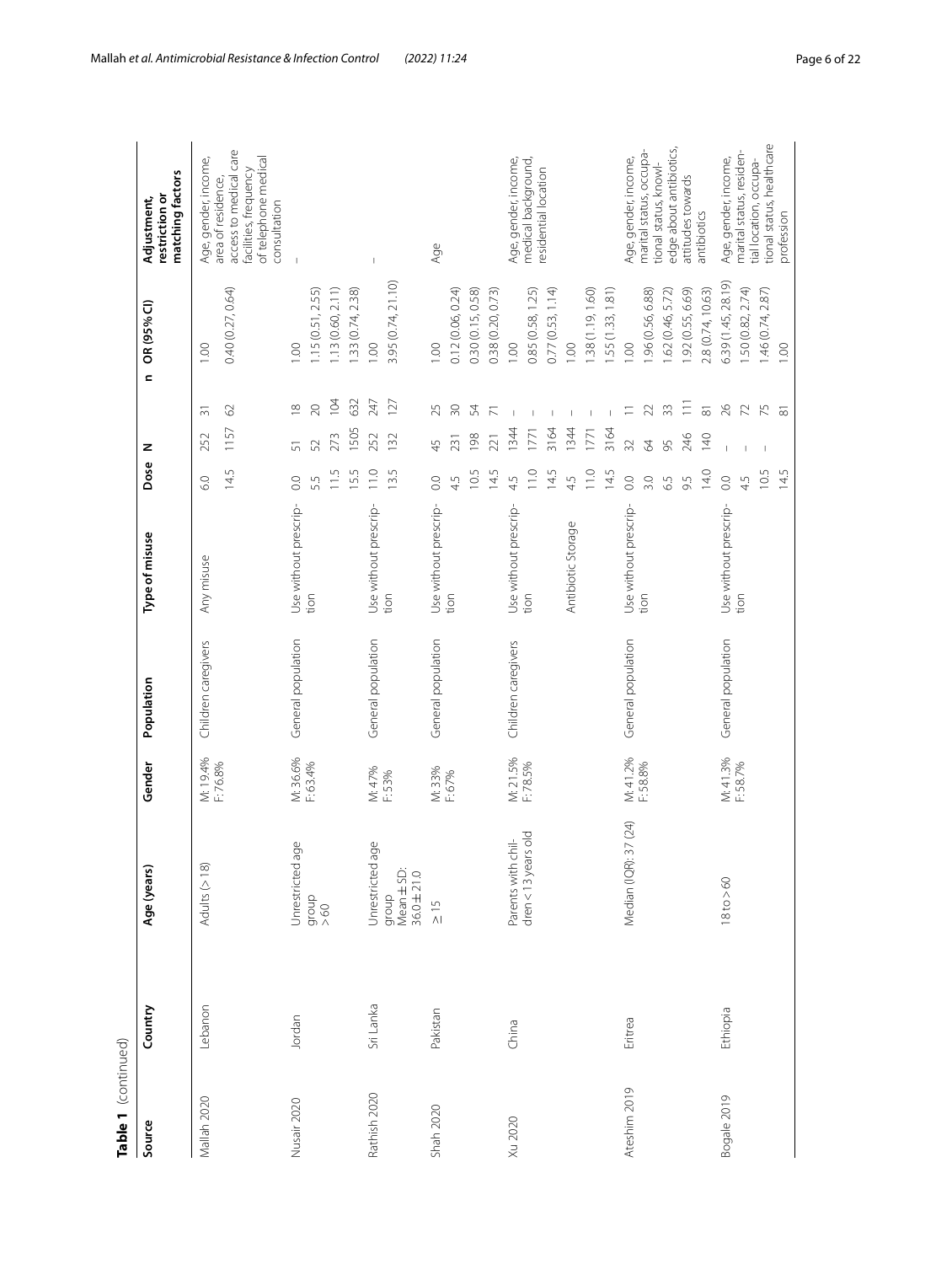**Table 1** (continued)

| Source | Country | Age (years) | Gender | Population | Type of misuse | Dose | N | n | OR (95% CI) | Adjustment, restriction or matching factors |
|---|---|---|---|---|---|---|---|---|---|---|
| Mallah 2020 | Lebanon | Adults (> 18) | M: 19.4% F: 76.8% | Children caregivers | Any misuse | 6.0 | 252 | 31 | 1.00 | Age, gender, income, area of residence, access to medical care facilities, frequency of telephone medical consultation |
| | | | | | | 14.5 | 1157 | 62 | 0.40 (0.27, 0.64) | |
| Nusair 2020 | Jordan | Unrestricted age group > 60 | M: 36.6% F: 63.4% | General population | Use without prescription | 0.0 | 51 | 18 | 1.00 | – |
| | | | | | | 5.5 | 52 | 20 | 1.15 (0.51, 2.55) | |
| | | | | | | 11.5 | 273 | 104 | 1.13 (0.60, 2.11) | |
| | | | | | | 15.5 | 1505 | 632 | 1.33 (0.74, 2.38) | |
| Rathish 2020 | Sri Lanka | Unrestricted age group Mean ± SD: 36.0 ± 21.0 | M: 47% F: 53% | General population | Use without prescription | 11.0 | 252 | 247 | 1.00 | – |
| | | | | | | 13.5 | 132 | 127 | 3.95 (0.74, 21.10) | |
| Shah 2020 | Pakistan | ≥ 15 | M: 33% F: 67% | General population | Use without prescription | 0.0 | 45 | 25 | 1.00 | Age |
| | | | | | | 4.5 | 231 | 30 | 0.12 (0.06, 0.24) | |
| | | | | | | 10.5 | 198 | 54 | 0.30 (0.15, 0.58) | |
| | | | | | | 14.5 | 221 | 71 | 0.38 (0.20, 0.73) | |
| Xu 2020 | China | Parents with children < 13 years old | M: 21.5% F: 78.5% | Children caregivers | Use without prescription | 4.5 | 1344 | – | 1.00 | Age, gender, income, medical background, residential location |
| | | | | | | 11.0 | 1771 | – | 0.85 (0.58, 1.25) | |
| | | | | | | 14.5 | 3164 | – | 0.77 (0.53, 1.14) | |
| | | | | | Antibiotic Storage | 4.5 | 1344 | – | 1.00 | |
| | | | | | | 11.0 | 1771 | – | 1.38 (1.19, 1.60) | |
| | | | | | | 14.5 | 3164 | – | 1.55 (1.33, 1.81) | |
| Ateshim 2019 | Eritrea | Median (IQR): 37 (24) | M: 41.2% F: 58.8% | General population | Use without prescription | 0.0 | 32 | 11 | 1.00 | Age, gender, income, marital status, occupational status, knowledge about antibiotics, attitudes towards antibiotics |
| | | | | | | 3.0 | 64 | 22 | 1.96 (0.56, 6.88) | |
| | | | | | | 6.5 | 95 | 33 | 1.62 (0.46, 5.72) | |
| | | | | | | 9.5 | 246 | 111 | 1.92 (0.55, 6.69) | |
| | | | | | | 14.0 | 140 | 81 | 2.8 (0.74, 10.63) | |
| Bogale 2019 | Ethiopia | 18 to > 60 | M: 41.3% F: 58.7% | General population | Use without prescription | 0.0 | – | 26 | 6.39 (1.45, 28.19) | Age, gender, income, marital status, residential location, occupational status, healthcare profession |
| | | | | | | 4.5 | – | 72 | 1.50 (0.82, 2.74) | |
| | | | | | | 10.5 | – | 75 | 1.46 (0.74, 2.87) | |
| | | | | | | 14.5 | | 81 | 1.00 | |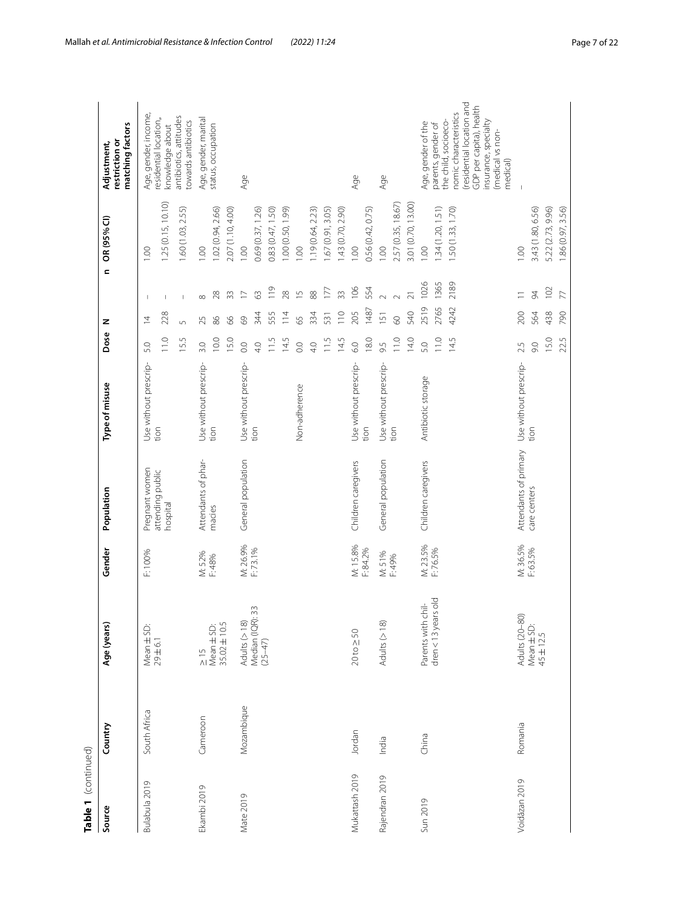**Table 1** (continued)

| Source | Country | Age (years) | Gender | Population | Type of misuse | Dose | N | n | OR (95% CI) | Adjustment, restriction or matching factors |
|---|---|---|---|---|---|---|---|---|---|---|
| Bulabula 2019 | South Africa | Mean ± SD: 29 ± 6.1 | F: 100% | Pregnant women attending public hospital | Use without prescription | 5.0 | 14 | – | 1.00 | Age, gender, income, residential location, knowledge about antibiotics, attitudes towards antibiotics |
| | | | | | | 11.0 | 228 | – | 1.25 (0.15, 10.10) | |
| | | | | | | 15.5 | 5 | – | 1.60 (1.03, 2.55) | |
| Ekambi 2019 | Cameroon | ≥ 15 Mean ± SD: 35.02 ± 10.5 | M: 52% F: 48% | Attendants of pharmacies | Use without prescription | 3.0 | 25 | 8 | 1.00 | Age, gender, marital status, occupation |
| | | | | | | 10.0 | 86 | 28 | 1.02 (0.94, 2.66) | |
| | | | | | | 15.0 | 66 | 33 | 2.07 (1.10, 4.00) | |
| Mate 2019 | Mozambique | Adults (> 18) Median (IQR): 33 (25–47) | M: 26.9% F: 73.1% | General population | Use without prescription | 0.0 | 69 | 17 | 1.00 | Age |
| | | | | | | 4.0 | 344 | 63 | 0.69 (0.37, 1.26) | |
| | | | | | | 11.5 | 555 | 119 | 0.83 (0.47, 1.50) | |
| | | | | | | 14.5 | 114 | 28 | 1.00 (0.50, 1.99) | |
| | | | | | Non-adherence | 0.0 | 65 | 15 | 1.00 | |
| | | | | | | 4.0 | 334 | 88 | 1.19 (0.64, 2.23) | |
| | | | | | | 11.5 | 531 | 177 | 1.67 (0.91, 3.05) | |
| | | | | | | 14.5 | 110 | 33 | 1.43 (0.70, 2.90) | |
| Mukattash 2019 | Jordan | 20 to ≥ 50 | M: 15.8% F: 84.2% | Children caregivers | Use without prescription | 6.0 | 205 | 106 | 1.00 | Age |
| | | | | | | 18.0 | 1487 | 554 | 0.56 (0.42, 0.75) | |
| Rajendran 2019 | India | Adults (> 18) | M: 51% F: 49% | General population | Use without prescription | 9.5 | 151 | 2 | 1.00 | Age |
| | | | | | | 11.0 | 60 | 2 | 2.57 (0.35, 18.67) | |
| | | | | | | 14.0 | 540 | 21 | 3.01 (0.70, 13.00) | |
| Sun 2019 | China | Parents with children < 13 years old | M: 23.5% F: 76.5% | Children caregivers | Antibiotic storage | 5.0 | 2519 | 1026 | 1.00 | Age, gender of the parents, gender of the child, socioeconomic characteristics (residential location and GDP per capita), health insurance, specialty (medical vs non-medical) |
| | | | | | | 11.0 | 2765 | 1365 | 1.34 (1.20, 1.51) | |
| | | | | | | 14.5 | 4242 | 2189 | 1.50 (1.33, 1.70) | |
| Voidăzan 2019 | Romania | Adults (20–80) Mean ± SD: 45 ± 12.5 | M: 36.5% F: 63.5% | Attendants of primary care centers | Use without prescription | 2.5 | 200 | 11 | 1.00 | – |
| | | | | | | 9.0 | 564 | 94 | 3.43 (1.80, 6.56) | |
| | | | | | | 15.0 | 438 | 102 | 5.22 (2.73, 9.96) | |
| | | | | | | 22.5 | 790 | 77 | 1.86 (0.97, 3.56) | |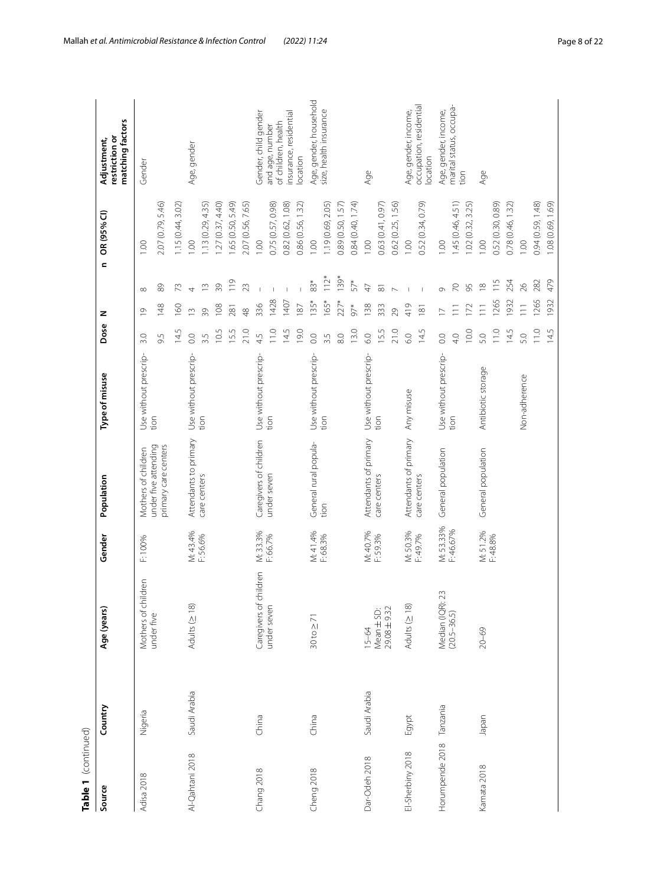**Table 1** (continued)

| Source | Country | Age (years) | Gender | Population | Type of misuse | Dose | N | n | OR (95% CI) | Adjustment, restriction or matching factors |
|---|---|---|---|---|---|---|---|---|---|---|
| Adisa 2018 | Nigeria | Mothers of children under five | F: 100% | Mothers of children under five attending primary care centers | Use without prescription | 3.0 | 19 | 8 | 1.00 | Gender |
| | | | | | | 9.5 | 148 | 89 | 2.07 (0.79, 5.46) | |
| | | | | | | 14.5 | 160 | 73 | 1.15 (0.44, 3.02) | |
| Al-Qahtani 2018 | Saudi Arabia | Adults (≥ 18) | M: 43.4%<br>F: 56.6% | Attendants to primary care centers | Use without prescription | 0.0 | 13 | 4 | 1.00 | Age, gender |
| | | | | | | 3.5 | 39 | 13 | 1.13 (0.29, 4.35) | |
| | | | | | | 10.5 | 108 | 39 | 1.27 (0.37, 4.40) | |
| | | | | | | 15.5 | 281 | 119 | 1.65 (0.50, 5.49) | |
| | | | | | | 21.0 | 48 | 23 | 2.07 (0.56, 7.65) | |
| Chang 2018 | China | Caregivers of children under seven | M: 33.3%<br>F: 66.7% | Caregivers of children under seven | Use without prescription | 4.5 | 336 | – | 1.00 | Gender, child gender and age, number of children, health insurance, residential location |
| | | | | | | 11.0 | 1428 | – | 0.75 (0.57, 0.98) | |
| | | | | | | 14.5 | 1407 | – | 0.82 (0.62, 1.08) | |
| | | | | | | 19.0 | 187 | – | 0.86 (0.56, 1.32) | |
| Cheng 2018 | China | 30 to ≥ 71 | M: 41.4%<br>F: 68.3% | General rural population | Use without prescription | 0.0 | 135* | 83* | 1.00 | Age, gender, household size, health insurance |
| | | | | | | 3.5 | 165* | 112* | 1.19 (0.69, 2.05) | |
| | | | | | | 8.0 | 227* | 139* | 0.89 (0.50, 1.57) | |
| | | | | | | 13.0 | 97* | 57* | 0.84 (0.40, 1.74) | |
| Dar-Odeh 2018 | Saudi Arabia | 15–64<br>Mean ± SD: 29.08 ± 9.32 | M: 40.7%<br>F: 59.3% | Attendants of primary care centers | Use without prescription | 6.0 | 138 | 47 | 1.00 | Age |
| | | | | | | 15.5 | 333 | 81 | 0.63 (0.41, 0.97) | |
| | | | | | | 21.0 | 29 | 7 | 0.62 (0.25, 1.56) | |
| El-Sherbiny 2018 | Egypt | Adults (≥ 18) | M: 50.3%<br>F: 49.7% | Attendants of primary care centers | Any misuse | 6.0 | 419 | – | 1.00 | Age, gender, income, occupation, residential location |
| | | | | | | 14.5 | 181 | – | 0.52 (0.34, 0.79) | |
| Horumpende 2018 | Tanzania | Median (IQR): 23 (20.5–36.5) | M: 53.33%<br>F: 46.67% | General population | Use without prescription | 0.0 | 17 | 9 | 1.00 | Age, gender, income, marital status, occupation |
| | | | | | | 4.0 | 111 | 70 | 1.45 (0.46, 4.51) | |
| | | | | | | 10.0 | 172 | 95 | 1.02 (0.32, 3.25) | |
| Kamata 2018 | Japan | 20–69 | M: 51.2%<br>F: 48.8% | General population | Antibiotic storage | 5.0 | 111 | 18 | 1.00 | Age |
| | | | | | | 11.0 | 1265 | 115 | 0.52 (0.30, 0.89) | |
| | | | | | | 14.5 | 1932 | 254 | 0.78 (0.46, 1.32) | |
| | | | | | Non-adherence | 5.0 | 111 | 26 | 1.00 | |
| | | | | | | 11.0 | 1265 | 282 | 0.94 (0.59, 1.48) | |
| | | | | | | 14.5 | 1932 | 479 | 1.08 (0.69, 1.69) | |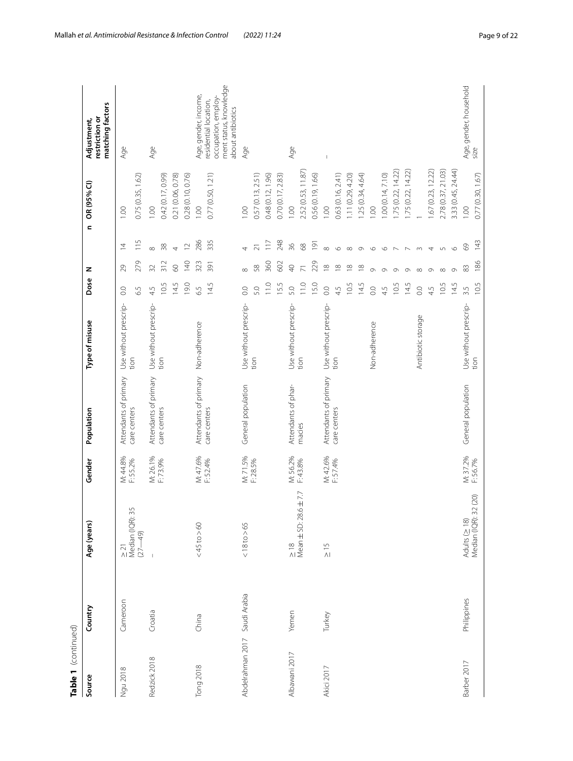**Table 1** (continued)

| Source | Country | Age (years) | Gender | Population | Type of misuse | Dose | N | n | OR (95% CI) | Adjustment, restriction or matching factors |
|---|---|---|---|---|---|---|---|---|---|---|
| Ngu 2018 | Cameroon | ≥ 21 Median (IQR): 35 (27—49) | M: 44.8% F: 55.2% | Attendants of primary care centers | Use without prescription | 0.0 | 29 | 14 | 1.00 | Age |
| | | | | | | 6.5 | 279 | 115 | 0.75 (0.35, 1.62) | |
| Redzick 2018 | Croatia | – | M: 26.1% F: 73.9% | Attendants of primary care centers | Use without prescription | 4.5 | 32 | 8 | 1.00 | Age |
| | | | | | | 10.5 | 312 | 38 | 0.42 (0.17, 0.99) | |
| | | | | | | 14.5 | 60 | 4 | 0.21 (0.06, 0.78) | |
| | | | | | | 19.0 | 140 | 12 | 0.28 (0.10, 0.76) | |
| Tong 2018 | China | < 45 to > 60 | M: 47.6% F: 52.4% | Attendants of primary care centers | Non-adherence | 6.5 | 323 | 286 | 1.00 | Age, gender, income, residential location, occupation, employment status, knowledge about antibiotics |
| | | | | | | 14.5 | 391 | 335 | 0.77 (0.50, 1.21) | |
| Abdelrahman 2017 | Saudi Arabia | < 18 to > 65 | M: 71.5% F: 28.5% | General population | Use without prescription | 0.0 | 8 | 4 | 1.00 | Age |
| | | | | | | 5.0 | 58 | 21 | 0.57 (0.13, 2.51) | |
| | | | | | | 11.0 | 360 | 117 | 0.48 (0.12, 1.96) | |
| | | | | | | 15.5 | 602 | 248 | 0.70 (0.17, 2.83) | |
| Albawani 2017 | Yemen | ≥ 18 Mean ± SD: 28.6 ± 7.7 | M: 56.2% F: 43.8% | Attendants of pharmacies | Use without prescription | 5.0 | 40 | 36 | 1.00 | Age |
| | | | | | | 11.0 | 71 | 68 | 2.52 (0.53, 11.87) | |
| | | | | | | 15.0 | 229 | 191 | 0.56 (0.19, 1.66) | |
| Akici 2017 | Turkey | ≥ 15 | M: 42.6% F: 57.4% | Attendants of primary care centers | Use without prescription | 0.0 | 18 | 8 | 1.00 | – |
| | | | | | | 4.5 | 18 | 6 | 0.63 (0.16, 2.41) | |
| | | | | | | 10.5 | 18 | 8 | 1.11 (0.29, 4.20) | |
| | | | | | | 14.5 | 18 | 9 | 1.25 (0.34, 4.64) | |
| | | | | | Non-adherence | 0.0 | 9 | 6 | 1.00 | |
| | | | | | | 4.5 | 9 | 6 | 1.00 (0.14, 7.10) | |
| | | | | | | 10.5 | 9 | 7 | 1.75 (0.22, 14.22) | |
| | | | | | | 14.5 | 9 | 7 | 1.75 (0.22, 14.22) | |
| | | | | | Antibiotic storage | 0.0 | 8 | 3 | 1 | |
| | | | | | | 4.5 | 9 | 4 | 1.67 (0.23, 12.22) | |
| | | | | | | 10.5 | 8 | 5 | 2.78 (0.37, 21.03) | |
| | | | | | | 14.5 | 9 | 6 | 3.33 (0.45, 24.44) | |
| Barber 2017 | Philippines | Adults (≥ 18) Median (IQR): 32 (20) | M: 37.2% F: 56.7% | General population | Use without prescription | 3.5 | 83 | 69 | 1.00 | Age, gender, household size |
| | | | | | | 10.5 | 186 | 143 | 0.77 (0.30, 1.67) | |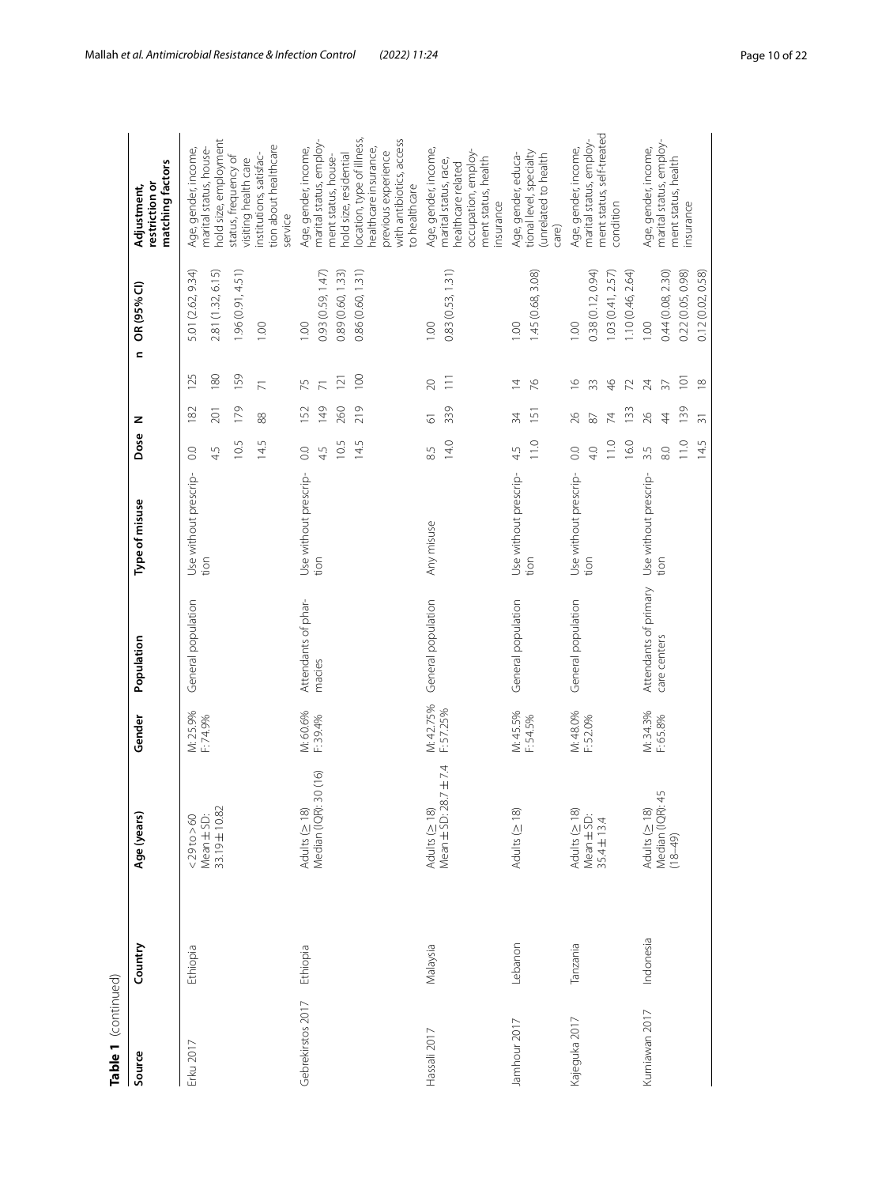**Table 1** (continued)

| Source | Country | Age (years) | Gender | Population | Type of misuse | Dose | N | n | OR (95% CI) | Adjustment, restriction or matching factors |
|---|---|---|---|---|---|---|---|---|---|---|
| Erku 2017 | Ethiopia | < 29 to > 60<br>Mean ± SD: 33.19 ± 10.82 | M: 25.9%<br>F: 74.9% | General population | Use without prescription | 0.0 | 182 | 125 | 5.01 (2.62, 9.34) | Age, gender, income, marital status, household size, employment status, frequency of visiting health care institutions, satisfaction about healthcare service |
| | | | | | | 4.5 | 201 | 180 | 2.81 (1.32, 6.15) | |
| | | | | | | 10.5 | 179 | 159 | 1.96 (0.91, 4.51) | |
| | | | | | | 14.5 | 88 | 71 | 1.00 | |
| Gebrekirstos 2017 | Ethiopia | Adults (≥ 18)<br>Median (IQR): 30 (16) | M: 60.6%<br>F: 39.4% | Attendants of pharmacies | Use without prescription | 0.0 | 152 | 75 | 1.00 | Age, gender, income, marital status, employment status, household size, residential location, type of illness, healthcare insurance, previous experience with antibiotics, access to healthcare |
| | | | | | | 4.5 | 149 | 71 | 0.93 (0.59, 1.47) | |
| | | | | | | 10.5 | 260 | 121 | 0.89 (0.60, 1.33) | |
| | | | | | | 14.5 | 219 | 100 | 0.86 (0.60, 1.31) | |
| Hassali 2017 | Malaysia | Adults (≥ 18)<br>Mean ± SD: 28.7 ± 7.4 | M: 42.75%<br>F: 57.25% | General population | Any misuse | 8.5 | 61 | 20 | 1.00 | Age, gender, income, marital status, race, healthcare related occupation, employment status, health insurance |
| | | | | | | 14.0 | 339 | 111 | 0.83 (0.53, 1.31) | |
| Jamhour 2017 | Lebanon | Adults (≥ 18) | M: 45.5%<br>F: 54.5% | General population | Use without prescription | 4.5 | 34 | 14 | 1.00 | Age, gender, educational level, specialty (unrelated to health care) |
| | | | | | | 11.0 | 151 | 76 | 1.45 (0.68, 3.08) | |
| Kajeguka 2017 | Tanzania | Adults (≥ 18)<br>Mean ± SD: 35.4 ± 13.4 | M: 48.0%<br>F: 52.0% | General population | Use without prescription | 0.0 | 26 | 16 | 1.00 | Age, gender, income, marital status, employment status, self-treated condition |
| | | | | | | 4.0 | 87 | 33 | 0.38 (0.12, 0.94) | |
| | | | | | | 11.0 | 74 | 46 | 1.03 (0.41, 2.57) | |
| | | | | | | 16.0 | 133 | 72 | 1.10 (0.46, 2.64) | |
| Kurniawan 2017 | Indonesia | Adults (≥ 18)<br>Median (IQR): 45 (18–49) | M: 34.3%<br>F: 65.8% | Attendants of primary care centers | Use without prescription | 3.5 | 26 | 24 | 1.00 | Age, gender, income, marital status, employment status, health insurance |
| | | | | | | 8.0 | 44 | 37 | 0.44 (0.08, 2.30) | |
| | | | | | | 11.0 | 139 | 101 | 0.22 (0.05, 0.98) | |
| | | | | | | 14.5 | 31 | 18 | 0.12 (0.02, 0.58) | |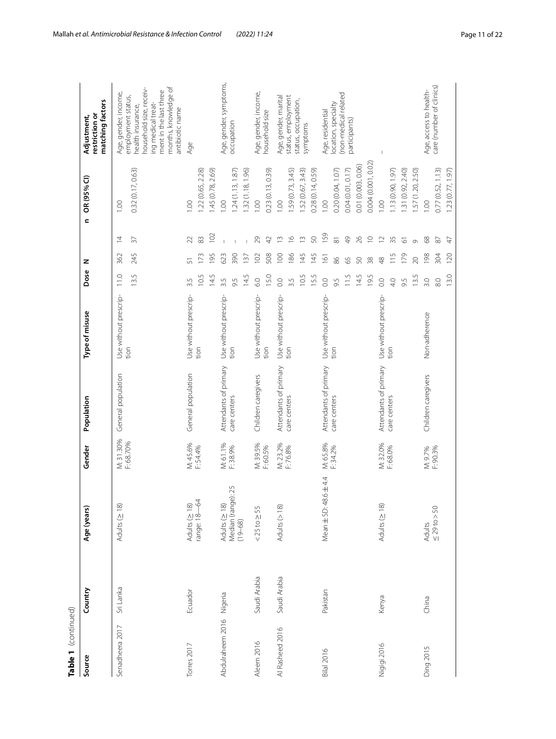**Table 1** (continued)

| Source | Country | Age (years) | Gender | Population | Type of misuse | Dose | N | n | OR (95% CI) | Adjustment, restriction or matching factors |
|---|---|---|---|---|---|---|---|---|---|---|
| Senadheera 2017 | Sri Lanka | Adults (≥ 18) | M: 31.30% F: 68.70% | General population | Use without prescription | 11.0 | 362 | 14 | 1.00 | Age, gender, income, employment status, health insurance, household size, receiving medical treatment in the last three months, knowledge of antibiotic name |
| | | | | | | 13.5 | 245 | 37 | 0.32 (0.17, 0.63) | |
| Torres 2017 | Ecuador | Adults (≥ 18) range: 18—64 | M: 45.6% F: 54.4% | General population | Use without prescription | 3.5 | 51 | 22 | 1.00 | Age |
| | | | | | | 10.5 | 173 | 83 | 1.22 (0.65, 2.28) | |
| | | | | | | 14.5 | 195 | 102 | 1.45 (0.78, 2.69) | |
| Abdulraheem 2016 | Nigeria | Adults (≥ 18) Median (range): 25 (19–68) | M: 61.1% F: 38.9% | Attendants of primary care centers | Use without prescription | 3.5 | 623 | – | 1.00 | Age, gender, symptoms, occupation |
| | | | | | | 9.5 | 390 | – | 1.24 (1.13, 1.87) | |
| | | | | | | 14.5 | 137 | – | 1.32 (1.18, 1.96) | |
| Aleem 2016 | Saudi Arabia | < 25 to ≥ 55 | M: 39.5% F: 60.5% | Children caregivers | Use without prescription | 6.0 | 102 | 29 | 1.00 | Age, gender, income, household size |
| | | | | | | 15.0 | 508 | 42 | 0.23 (0.13, 0.39) | |
| Al Rasheed 2016 | Saudi Arabia | Adults (> 18) | M: 23.2% F: 76.8% | Attendants of primary care centers | Use without prescription | 0.0 | 100 | 13 | 1.00 | Age, gender, marital status, employment status, occupation, symptoms |
| | | | | | | 3.5 | 186 | 16 | 1.59 (0.73, 3.45) | |
| | | | | | | 10.5 | 145 | 13 | 1.52 (0.67, 3.43) | |
| | | | | | | 15.5 | 145 | 50 | 0.28 (0.14, 0.59) | |
| Bilal 2016 | Pakistan | Mean ± SD: 48.6 ± 4.4 | M: 65.8% F: 34.2% | Attendants of primary care centers | Use without prescription | 0.0 | 161 | 159 | 1.00 | Age, residential location, specialty (non-medical related participants) |
| | | | | | | 9.5 | 86 | 81 | 0.20 (0.04, 1.07) | |
| | | | | | | 11.5 | 65 | 49 | 0.04 (0.01, 0.17) | |
| | | | | | | 14.5 | 50 | 26 | 0.01 (0.003, 0.06) | |
| | | | | | | 19.5 | 38 | 10 | 0.004 (0.001, 0.02) | |
| Ngigi 2016 | Kenya | Adults (≥ 18) | M: 32.0% F: 68.0% | Attendants of primary care centers | Use without prescription | 0.0 | 48 | 12 | 1.00 | – |
| | | | | | | 4.0 | 115 | 35 | 1.13 (0.90, 1.97) | |
| | | | | | | 9.5 | 179 | 61 | 1.31 (0.92, 2.40) | |
| | | | | | | 13.5 | 20 | 9 | 1.57 (1.20, 2.50) | |
| Ding 2015 | China | Adults ≤ 29 to > 50 | M: 9.7% F: 90.3% | Children caregivers | Non-adherence | 3.0 | 198 | 68 | 1.00 | Age, access to health-care (number of clinics) |
| | | | | | | 8.0 | 304 | 87 | 0.77 (0.52, 1.13) | |
| | | | | | | 13.0 | 120 | 47 | 1.23 (0.77, 1.97) | |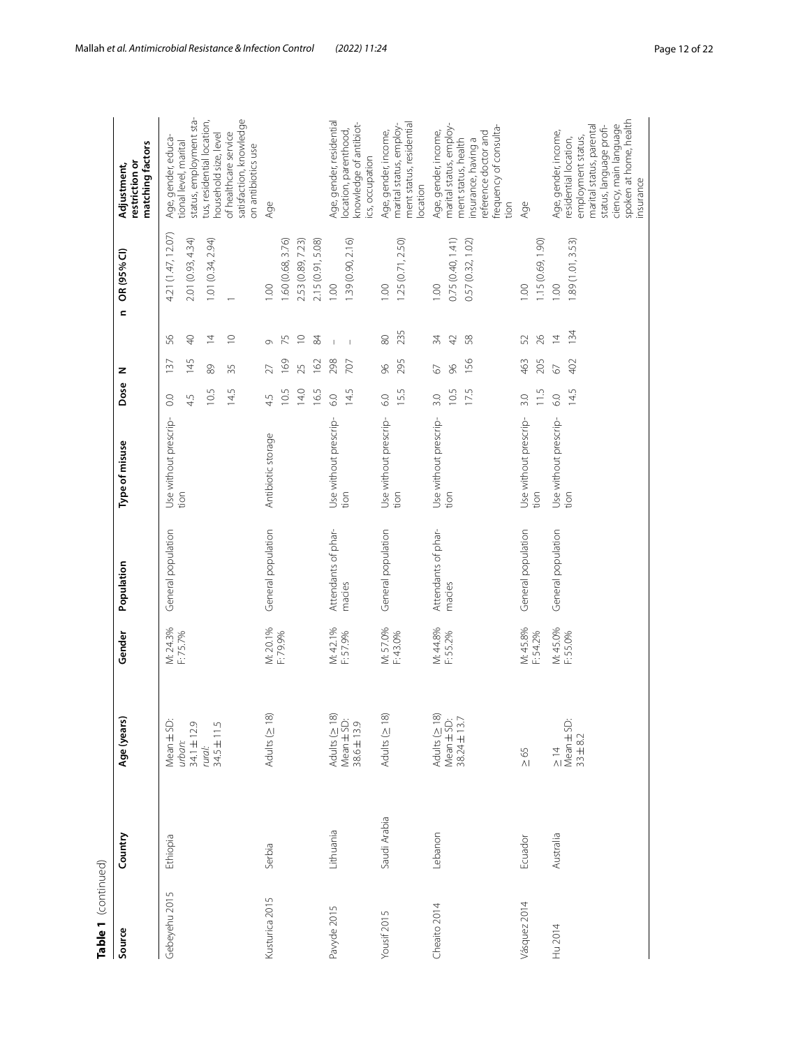**Table 1** (continued)

| Source | Country | Age (years) | Gender | Population | Type of misuse | Dose | N | n | OR (95% CI) | Adjustment, restriction or matching factors |
|---|---|---|---|---|---|---|---|---|---|---|
| Gebeyehu 2015 | Ethiopia | Mean ± SD: *urban*: 34.1 ± 12.9 *rural*: 34.5 ± 11.5 | M: 24.3% F: 75.7% | General population | Use without prescription | 0.0 | 137 | 56 | 4.21 (1.47, 12.07) | Age, gender, educational level, marital status, employment status, residential location, household size, level of healthcare service satisfaction, knowledge on antibiotics use |
| | | | | | | 4.5 | 145 | 40 | 2.01 (0.93, 4.34) | |
| | | | | | | 10.5 | 89 | 14 | 1.01 (0.34, 2.94) | |
| | | | | | | 14.5 | 35 | 10 | 1 | |
| Kusturica 2015 | Serbia | Adults (≥ 18) | M: 20.1% F: 79.9% | General population | Antibiotic storage | 4.5 | 27 | 9 | 1.00 | Age |
| | | | | | | 10.5 | 169 | 75 | 1.60 (0.68, 3.76) | |
| | | | | | | 14.0 | 25 | 10 | 2.53 (0.89, 7.23) | |
| | | | | | | 16.5 | 162 | 84 | 2.15 (0.91, 5.08) | |
| Pavyde 2015 | Lithuania | Adults (≥ 18) Mean ± SD: 38.6 ± 13.9 | M: 42.1% F: 57.9% | Attendants of pharmacies | Use without prescription | 6.0 | 298 | – | 1.00 | Age, gender, residential location, parenthood, knowledge of antibiotics, occupation |
| | | | | | | 14.5 | 707 | – | 1.39 (0.90, 2.16) | |
| Yousif 2015 | Saudi Arabia | Adults (≥ 18) | M: 57.0% F: 43.0% | General population | Use without prescription | 6.0 | 96 | 80 | 1.00 | Age, gender, income, marital status, employment status, residential location |
| | | | | | | 15.5 | 295 | 235 | 1.25 (0.71, 2.50) | |
| Cheaito 2014 | Lebanon | Adults (≥ 18) Mean ± SD: 38.24 ± 13.7 | M: 44.8% F: 55.2% | Attendants of pharmacies | Use without prescription | 3.0 | 67 | 34 | 1.00 | Age, gender, income, marital status, employment status, health insurance, having a reference doctor and frequency of consultation |
| | | | | | | 10.5 | 96 | 42 | 0.75 (0.40, 1.41) | |
| | | | | | | 17.5 | 156 | 58 | 0.57 (0.32, 1.02) | |
| Vásquez 2014 | Ecuador | ≥ 65 | M: 45.8% F: 54.2% | General population | Use without prescription | 3.0 | 463 | 52 | 1.00 | Age |
| | | | | | | 11.5 | 205 | 26 | 1.15 (0.69, 1.90) | |
| Hu 2014 | Australia | ≥ 14 Mean ± SD: 33 ± 8.2 | M: 45.0% F: 55.0% | General population | Use without prescription | 6.0 | 67 | 14 | 1.00 | Age, gender, income, residential location, employment status, marital status, parental status, language proficiency, main language spoken at home, health insurance |
| | | | | | | 14.5 | 402 | 134 | 1.89 (1.01, 3.53) | |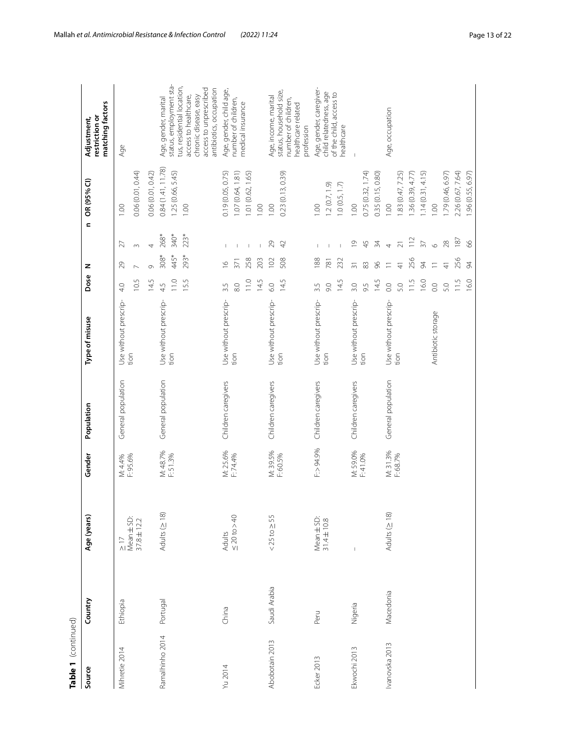**Table 1** (continued)

| Source | Country | Age (years) | Gender | Population | Type of misuse | Dose | N | n | OR (95% CI) | Adjustment, restriction or matching factors |
|---|---|---|---|---|---|---|---|---|---|---|
| Mihretie 2014 | Ethiopia | ≥ 17 Mean ± SD: 37.8 ± 12.2 | M: 4.4% F: 95.6% | General population | Use without prescription | 4.0 | 29 | 27 | 1.00 | Age |
| | | | | | | 10.5 | 7 | 3 | 0.06 (0.01, 0.44) | |
| | | | | | | 14.5 | 9 | 4 | 0.06 (0.01, 0.42) | |
| Ramalhinho 2014 | Portugal | Adults (≥ 18) | M: 48.7% F: 51.3% | General population | Use without prescription | 4.5 | 308* | 268* | 0.84 (1.41, 11.78) | Age, gender, marital status, employment status, residential location, access to healthcare, chronic disease, easy access to unprescribed antibiotics, occupation |
| | | | | | | 11.0 | 445* | 340* | 1.25 (0.66, 5.45) | |
| | | | | | | 15.5 | 293* | 223* | 1.00 | |
| Yu 2014 | China | Adults ≤ 20 to > 40 | M: 25.6% F: 74.4% | Children caregivers | Use without prescription | 3.5 | 16 | – | 0.19 (0.05, 0.75) | Age, gender, child age, number of children, medical insurance |
| | | | | | | 8.0 | 371 | – | 1.07 (0.64, 1.81) | |
| | | | | | | 11.0 | 258 | – | 1.01 (0.62, 1.65) | |
| | | | | | | 14.5 | 203 | – | 1.00 | |
| Abobotain 2013 | Saudi Arabia | < 25 to ≥ 55 | M: 39.5% F: 60.5% | Children caregivers | Use without prescription | 6.0 | 102 | 29 | 1.00 | Age, income, marital status, household size, number of children, healthcare related profession |
| | | | | | | 14.5 | 508 | 42 | 0.23 (0.13, 0.39) | |
| Ecker 2013 | Peru | Mean ± SD: 31.4 ± 10.8 | F: > 94.9% | Children caregivers | Use without prescription | 3.5 | 188 | – | 1.00 | Age, gender, caregiver-child relatedness, age of the child, access to healthcare |
| | | | | | | 9.0 | 781 | – | 1.2 (0.7, 1.9) | |
| | | | | | | 14.5 | 232 | – | 1.0 (0.5, 1.7) | |
| Ekwochi 2013 | Nigeria | – | M: 59.0% F: 41.0% | Children caregivers | Use without prescription | 3.0 | 31 | 19 | 1.00 | – |
| | | | | | | 9.5 | 83 | 45 | 0.75 (0.32, 1.74) | |
| | | | | | | 14.5 | 96 | 34 | 0.35 (0.15, 0.80) | |
| Ivanovska 2013 | Macedonia | Adults (≥ 18) | M: 31.3% F: 68.7% | General population | Use without prescription | 0.0 | 11 | 4 | 1.00 | Age, occupation |
| | | | | | | 5.0 | 41 | 21 | 1.83 (0.47, 7.25) | |
| | | | | | | 11.5 | 256 | 112 | 1.36 (0.39, 4.77) | |
| | | | | | | 16.0 | 94 | 37 | 1.14 (0.31, 4.15) | |
| | | | | | Antibiotic storage | 0.0 | 11 | 6 | 1.00 | |
| | | | | | | 5.0 | 41 | 28 | 1.79 (0.46, 6.97) | |
| | | | | | | 11.5 | 256 | 187 | 2.26 (0.67, 7.64) | |
| | | | | | | 16.0 | 94 | 66 | 1.96 (0.55, 6.97) | |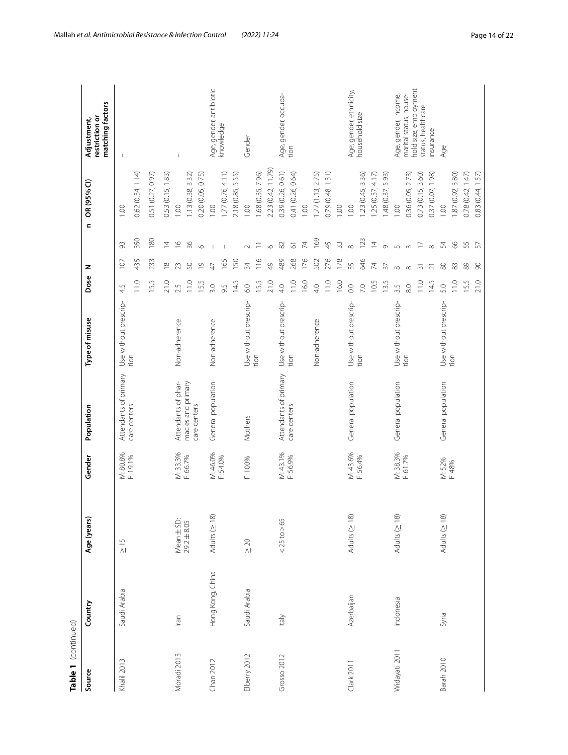**Table 1** (continued)

| Source | Country | Age (years) | Gender | Population | Type of misuse | Dose | N | n | OR (95% CI) | Adjustment, restriction or matching factors |
|---|---|---|---|---|---|---|---|---|---|---|
| Khalil 2013 | Saudi Arabia | ≥ 15 | M: 80.8% F: 19.1% | Attendants of primary care centers | Use without prescription | 4.5 | 107 | 93 | 1.00 | – |
| | | | | | | 11.0 | 435 | 350 | 0.62 (0.34, 1.14) | |
| | | | | | | 15.5 | 233 | 180 | 0.51 (0.27, 0.97) | |
| | | | | | | 21.0 | 18 | 14 | 0.53 (0.15, 1.83) | |
| Moradi 2013 | Iran | Mean ± SD: 29.2 ± 8.05 | M: 33.3% F: 66.7% | Attendants of pharmacies and primary care centers | Non-adherence | 2.5 | 23 | 16 | 1.00 | – |
| | | | | | | 11.0 | 50 | 36 | 1.13 (0.38, 3.32) | |
| | | | | | | 15.5 | 19 | 6 | 0.20 (0.05, 0.75) | |
| Chan 2012 | Hong Kong, China | Adults (≥ 18) | M: 46.0% F: 54.0% | General population | Non-adherence | 3.0 | 47 | – | 1.00 | Age, gender, antibiotic knowledge |
| | | | | | | 9.5 | 165 | – | 1.77 (0.76, 4.11) | |
| | | | | | | 14.5 | 150 | – | 2.18 (0.85, 5.55) | |
| Elberry 2012 | Saudi Arabia | ≥ 20 | F: 100% | Mothers | Use without prescription | 6.0 | 34 | 2 | 1.00 | Gender |
| | | | | | | 15.5 | 116 | 11 | 1.68 (0.35, 7.96) | |
| | | | | | | 21.0 | 49 | 6 | 2.23 (0.42, 11.79) | |
| Grosso 2012 | Italy | < 25 to > 65 | M: 43.1% F: 56.9% | Attendants of primary care centers | Use without prescription | 4.0 | 489 | 82 | 0.39 (0.26, 0.61) | Age, gender, occupation |
| | | | | | | 11.0 | 268 | 61 | 0.41 (0.26, 0.64) | |
| | | | | | | 16.0 | 176 | 74 | 1.00 | |
| | | | | | Non-adherence | 4.0 | 502 | 169 | 1.77 (1.13, 2.75) | |
| | | | | | | 11.0 | 276 | 45 | 0.79 (0.48, 1.31) | |
| | | | | | | 16.0 | 178 | 33 | 1.00 | |
| Clark 2011 | Azerbaijan | Adults (≥ 18) | M: 43.6% F: 56.4% | General population | Use without prescription | 0.0 | 35 | 8 | 1.00 | Age, gender, ethnicity, household size |
| | | | | | | 7.0 | 646 | 123 | 1.23 (0.45, 3.36) | |
| | | | | | | 10.5 | 74 | 14 | 1.25 (0.37, 4.17) | |
| | | | | | | 13.5 | 37 | 9 | 1.48 (0.37, 5.93) | |
| Widayati 2011 | Indonesia | Adults (≥ 18) | M: 38.3% F: 61.7% | General population | Use without prescription | 3.5 | 8 | 5 | 1.00 | Age, gender, income, marital status, household size, employment status, healthcare insurance |
| | | | | | | 8.0 | 8 | 3 | 0.36 (0.05, 2.73) | |
| | | | | | | 11.0 | 31 | 17 | 0.73 (0.15, 3.60) | |
| | | | | | | 14.5 | 21 | 8 | 0.37 (0.07, 1.98) | |
| Barah 2010 | Syria | Adults (≥ 18) | M: 52% F: 48% | General population | Use without prescription | 5.0 | 80 | 54 | 1.00 | Age |
| | | | | | | 11.0 | 83 | 66 | 1.87 (0.92, 3.80) | |
| | | | | | | 15.5 | 89 | 55 | 0.78 (0.42, 1.47) | |
| | | | | | | 21.0 | 90 | 57 | 0.83 (0.44, 1.57) | |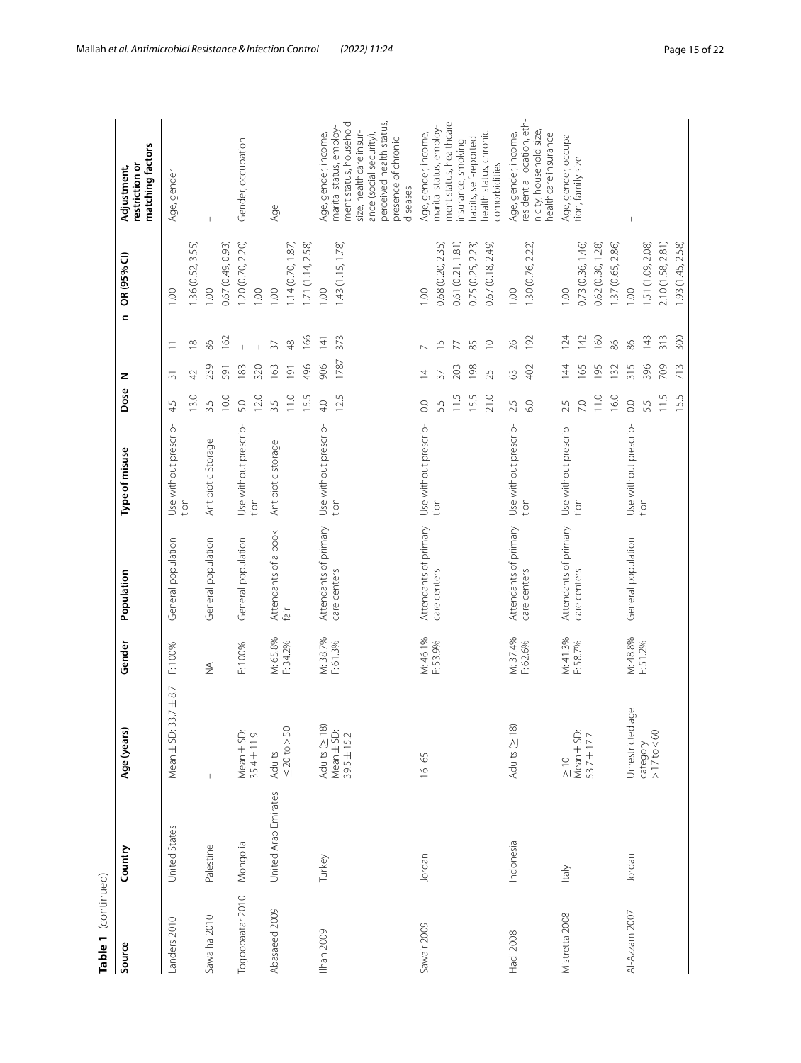**Table 1** (continued)

| Source | Country | Age (years) | Gender | Population | Type of misuse | Dose | N | n | OR (95% CI) | Adjustment, restriction or matching factors |
|---|---|---|---|---|---|---|---|---|---|---|
| Landers 2010 | United States | Mean ± SD: 33.7 ± 8.7 | F: 100% | General population | Use without prescription | 4.5 | 31 | 11 | 1.00 | Age, gender |
| | | | | | | 13.0 | 42 | 18 | 1.36 (0.52, 3.55) | |
| Sawalha 2010 | Palestine | – | NA | General population | Antibiotic Storage | 3.5 | 239 | 86 | 1.00 | – |
| | | | | | | 10.0 | 591 | 162 | 0.67 (0.49, 0.93) | |
| Togoobaatar 2010 | Mongolia | Mean ± SD: 35.4 ± 11.9 | F: 100% | General population | Use without prescription | 5.0 | 183 | – | 1.20 (0.70, 2.20) | Gender, occupation |
| | | | | | | 12.0 | 320 | – | 1.00 | |
| Abasaeed 2009 | United Arab Emirates | Adults ≤ 20 to > 50 | M: 65.8% F: 34.2% | Attendants of a book fair | Antibiotic storage | 3.5 | 163 | 37 | 1.00 | Age |
| | | | | | | 11.0 | 191 | 48 | 1.14 (0.70, 1.87) | |
| | | | | | | 15.5 | 496 | 166 | 1.71 (1.14, 2.58) | |
| Ilhan 2009 | Turkey | Adults (≥ 18) Mean ± SD: 39.5 ± 15.2 | M: 38.7% F: 61.3% | Attendants of primary care centers | Use without prescription | 4.0 | 906 | 141 | 1.00 | Age, gender, income, marital status, employment status, household size, healthcare insurance (social security), perceived health status, presence of chronic diseases |
| | | | | | | 12.5 | 1787 | 373 | 1.43 (1.15, 1.78) | |
| Sawair 2009 | Jordan | 16–65 | M: 46.1% F: 53.9% | Attendants of primary care centers | Use without prescription | 0.0 | 14 | 7 | 1.00 | Age, gender, income, marital status, employment status, healthcare insurance, smoking habits, self-reported health status, chronic comorbidities |
| | | | | | | 5.5 | 37 | 15 | 0.68 (0.20, 2.35) | |
| | | | | | | 11.5 | 203 | 77 | 0.61 (0.21, 1.81) | |
| | | | | | | 15.5 | 198 | 85 | 0.75 (0.25, 2.23) | |
| | | | | | | 21.0 | 25 | 10 | 0.67 (0.18, 2.49) | |
| Hadi 2008 | Indonesia | Adults (≥ 18) | M: 37.4% F: 62.6% | Attendants of primary care centers | Use without prescription | 2.5 | 63 | 26 | 1.00 | Age, gender, income, residential location, ethnicity, household size, healthcare insurance |
| | | | | | | 6.0 | 402 | 192 | 1.30 (0.76, 2.22) | |
| Mistretta 2008 | Italy | ≥ 10 Mean ± SD: 53.7 ± 17.7 | M: 41.3% F: 58.7% | Attendants of primary care centers | Use without prescription | 2.5 | 144 | 124 | 1.00 | Age, gender, occupation, family size |
| | | | | | | 7.0 | 165 | 142 | 0.73 (0.36, 1.46) | |
| | | | | | | 11.0 | 195 | 160 | 0.62 (0.30, 1.28) | |
| | | | | | | 16.0 | 132 | 86 | 1.37 (0.65, 2.86) | |
| Al-Azzam 2007 | Jordan | Unrestricted age category > 17 to < 60 | M: 48.8% F: 51.2% | General population | Use without prescription | 0.0 | 315 | 86 | 1.00 | – |
| | | | | | | 5.5 | 396 | 143 | 1.51 (1.09, 2.08) | |
| | | | | | | 11.5 | 709 | 313 | 2.10 (1.58, 2.81) | |
| | | | | | | 15.5 | 713 | 300 | 1.93 (1.45, 2.58) | |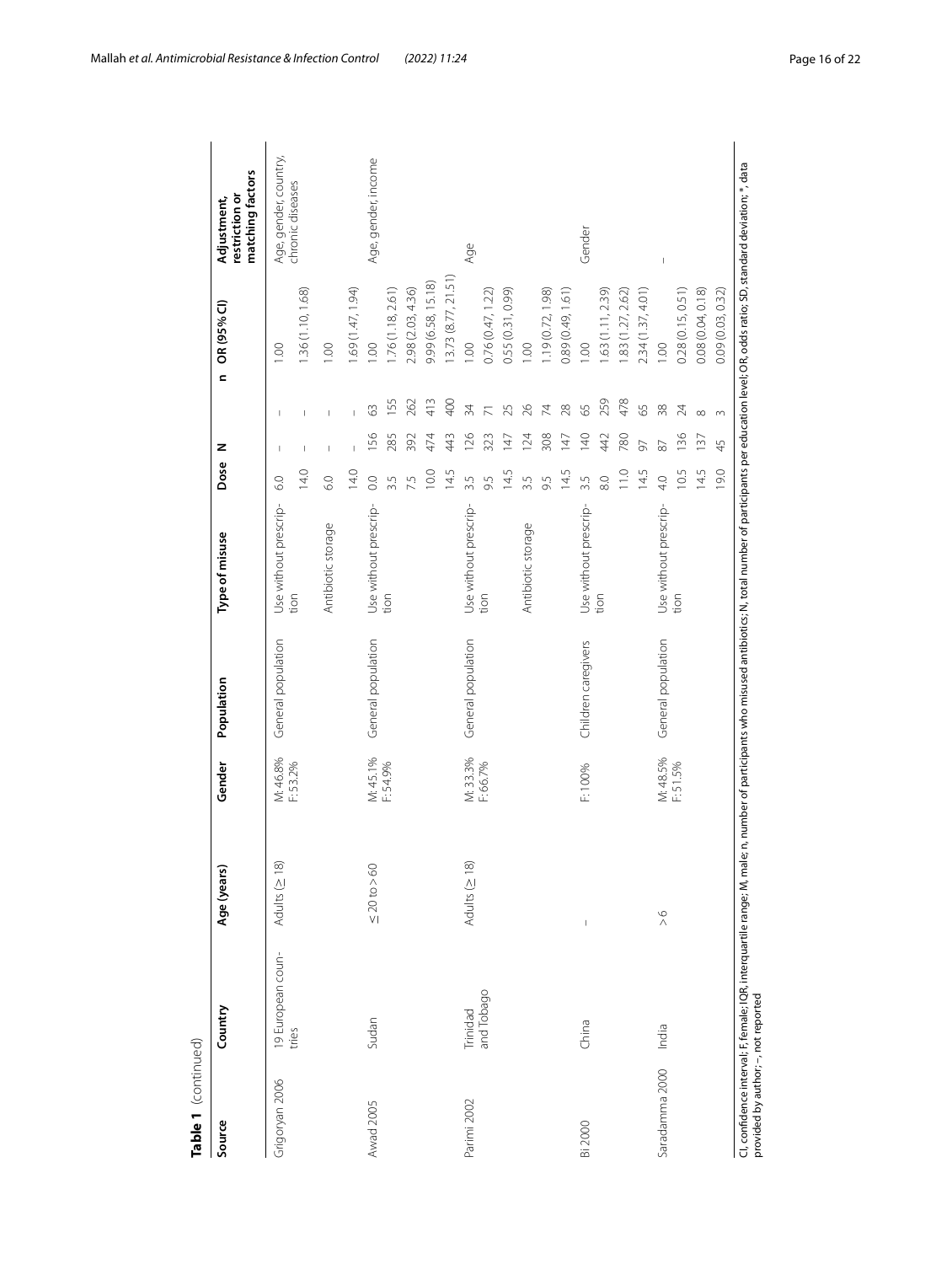**Table 1** (continued)

| Source | Country | Age (years) | Gender | Population | Type of misuse | Dose | N | n | OR (95% CI) | Adjustment, restriction or matching factors |
|---|---|---|---|---|---|---|---|---|---|---|
| Grigoryan 2006 | 19 European countries | Adults (≥ 18) | M: 46.8% F: 53.2% | General population | Use without prescription | 6.0 | – | – | 1.00 | Age, gender, country, chronic diseases |
| | | | | | | 14.0 | – | – | 1.36 (1.10, 1.68) | |
| | | | | | Antibiotic storage | 6.0 | – | – | 1.00 | |
| | | | | | | 14.0 | – | – | 1.69 (1.47, 1.94) | |
| Awad 2005 | Sudan | ≤ 20 to > 60 | M: 45.1% F: 54.9% | General population | Use without prescription | 0.0 | 156 | 63 | 1.00 | Age, gender, income |
| | | | | | | 3.5 | 285 | 155 | 1.76 (1.18, 2.61) | |
| | | | | | | 7.5 | 392 | 262 | 2.98 (2.03, 4.36) | |
| | | | | | | 10.0 | 474 | 413 | 9.99 (6.58, 15.18) | |
| | | | | | | 14.5 | 443 | 400 | 13.73 (8.77, 21.51) | |
| Parimi 2002 | Trinidad and Tobago | Adults (≥ 18) | M: 33.3% F: 66.7% | General population | Use without prescription | 3.5 | 126 | 34 | 1.00 | Age |
| | | | | | | 9.5 | 323 | 71 | 0.76 (0.47, 1.22) | |
| | | | | | | 14.5 | 147 | 25 | 0.55 (0.31, 0.99) | |
| | | | | | Antibiotic storage | 3.5 | 124 | 26 | 1.00 | |
| | | | | | | 9.5 | 308 | 74 | 1.19 (0.72, 1.98) | |
| | | | | | | 14.5 | 147 | 28 | 0.89 (0.49, 1.61) | |
| Bi 2000 | China | – | F: 100% | Children caregivers | Use without prescription | 3.5 | 140 | 65 | 1.00 | Gender |
| | | | | | | 8.0 | 442 | 259 | 1.63 (1.11, 2.39) | |
| | | | | | | 11.0 | 780 | 478 | 1.83 (1.27, 2.62) | |
| | | | | | | 14.5 | 97 | 65 | 2.34 (1.37, 4.01) | |
| Saradamma 2000 | India | > 6 | M: 48.5% F: 51.5% | General population | Use without prescription | 4.0 | 87 | 38 | 1.00 | – |
| | | | | | | 10.5 | 136 | 24 | 0.28 (0.15, 0.51) | |
| | | | | | | 14.5 | 137 | 8 | 0.08 (0.04, 0.18) | |
| | | | | | | 19.0 | 45 | 3 | 0.09 (0.03, 0.32) | |

CI, confidence interval; F, female; IQR, interquartile range; M, male; n, number of participants who misused antibiotics; N, total number of participants per education level; OR, odds ratio; SD, standard deviation; *, data provided by author; –, not reported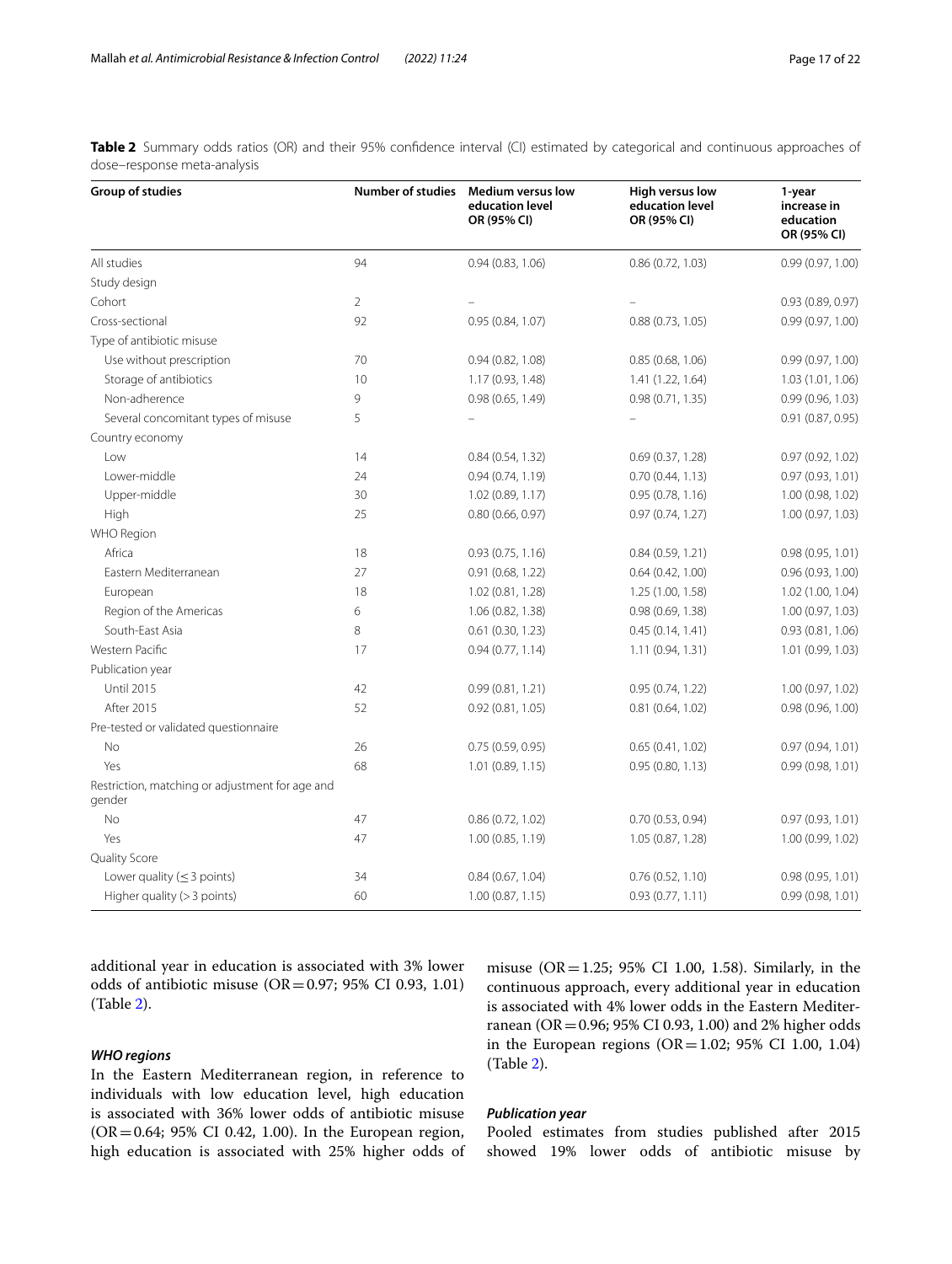**Table 2** Summary odds ratios (OR) and their 95% confidence interval (CI) estimated by categorical and continuous approaches of dose–response meta-analysis

| Group of studies | Number of studies | Medium versus low education level OR (95% CI) | High versus low education level OR (95% CI) | 1-year increase in education OR (95% CI) |
|---|---|---|---|---|
| All studies | 94 | 0.94 (0.83, 1.06) | 0.86 (0.72, 1.03) | 0.99 (0.97, 1.00) |
| Study design | | | | |
| Cohort | 2 | – | – | 0.93 (0.89, 0.97) |
| Cross-sectional | 92 | 0.95 (0.84, 1.07) | 0.88 (0.73, 1.05) | 0.99 (0.97, 1.00) |
| Type of antibiotic misuse | | | | |
| Use without prescription | 70 | 0.94 (0.82, 1.08) | 0.85 (0.68, 1.06) | 0.99 (0.97, 1.00) |
| Storage of antibiotics | 10 | 1.17 (0.93, 1.48) | 1.41 (1.22, 1.64) | 1.03 (1.01, 1.06) |
| Non-adherence | 9 | 0.98 (0.65, 1.49) | 0.98 (0.71, 1.35) | 0.99 (0.96, 1.03) |
| Several concomitant types of misuse | 5 | – | – | 0.91 (0.87, 0.95) |
| Country economy | | | | |
| Low | 14 | 0.84 (0.54, 1.32) | 0.69 (0.37, 1.28) | 0.97 (0.92, 1.02) |
| Lower-middle | 24 | 0.94 (0.74, 1.19) | 0.70 (0.44, 1.13) | 0.97 (0.93, 1.01) |
| Upper-middle | 30 | 1.02 (0.89, 1.17) | 0.95 (0.78, 1.16) | 1.00 (0.98, 1.02) |
| High | 25 | 0.80 (0.66, 0.97) | 0.97 (0.74, 1.27) | 1.00 (0.97, 1.03) |
| WHO Region | | | | |
| Africa | 18 | 0.93 (0.75, 1.16) | 0.84 (0.59, 1.21) | 0.98 (0.95, 1.01) |
| Eastern Mediterranean | 27 | 0.91 (0.68, 1.22) | 0.64 (0.42, 1.00) | 0.96 (0.93, 1.00) |
| European | 18 | 1.02 (0.81, 1.28) | 1.25 (1.00, 1.58) | 1.02 (1.00, 1.04) |
| Region of the Americas | 6 | 1.06 (0.82, 1.38) | 0.98 (0.69, 1.38) | 1.00 (0.97, 1.03) |
| South-East Asia | 8 | 0.61 (0.30, 1.23) | 0.45 (0.14, 1.41) | 0.93 (0.81, 1.06) |
| Western Pacific | 17 | 0.94 (0.77, 1.14) | 1.11 (0.94, 1.31) | 1.01 (0.99, 1.03) |
| Publication year | | | | |
| Until 2015 | 42 | 0.99 (0.81, 1.21) | 0.95 (0.74, 1.22) | 1.00 (0.97, 1.02) |
| After 2015 | 52 | 0.92 (0.81, 1.05) | 0.81 (0.64, 1.02) | 0.98 (0.96, 1.00) |
| Pre-tested or validated questionnaire | | | | |
| No | 26 | 0.75 (0.59, 0.95) | 0.65 (0.41, 1.02) | 0.97 (0.94, 1.01) |
| Yes | 68 | 1.01 (0.89, 1.15) | 0.95 (0.80, 1.13) | 0.99 (0.98, 1.01) |
| Restriction, matching or adjustment for age and gender | | | | |
| No | 47 | 0.86 (0.72, 1.02) | 0.70 (0.53, 0.94) | 0.97 (0.93, 1.01) |
| Yes | 47 | 1.00 (0.85, 1.19) | 1.05 (0.87, 1.28) | 1.00 (0.99, 1.02) |
| Quality Score | | | | |
| Lower quality (≤ 3 points) | 34 | 0.84 (0.67, 1.04) | 0.76 (0.52, 1.10) | 0.98 (0.95, 1.01) |
| Higher quality (> 3 points) | 60 | 1.00 (0.87, 1.15) | 0.93 (0.77, 1.11) | 0.99 (0.98, 1.01) |

additional year in education is associated with 3% lower odds of antibiotic misuse (OR = 0.97; 95% CI 0.93, 1.01) (Table 2).

### *WHO regions*

In the Eastern Mediterranean region, in reference to individuals with low education level, high education is associated with 36% lower odds of antibiotic misuse (OR = 0.64; 95% CI 0.42, 1.00). In the European region, high education is associated with 25% higher odds of misuse (OR = 1.25; 95% CI 1.00, 1.58). Similarly, in the continuous approach, every additional year in education is associated with 4% lower odds in the Eastern Mediterranean (OR = 0.96; 95% CI 0.93, 1.00) and 2% higher odds in the European regions (OR = 1.02; 95% CI 1.00, 1.04) (Table 2).

### *Publication year*

Pooled estimates from studies published after 2015 showed 19% lower odds of antibiotic misuse by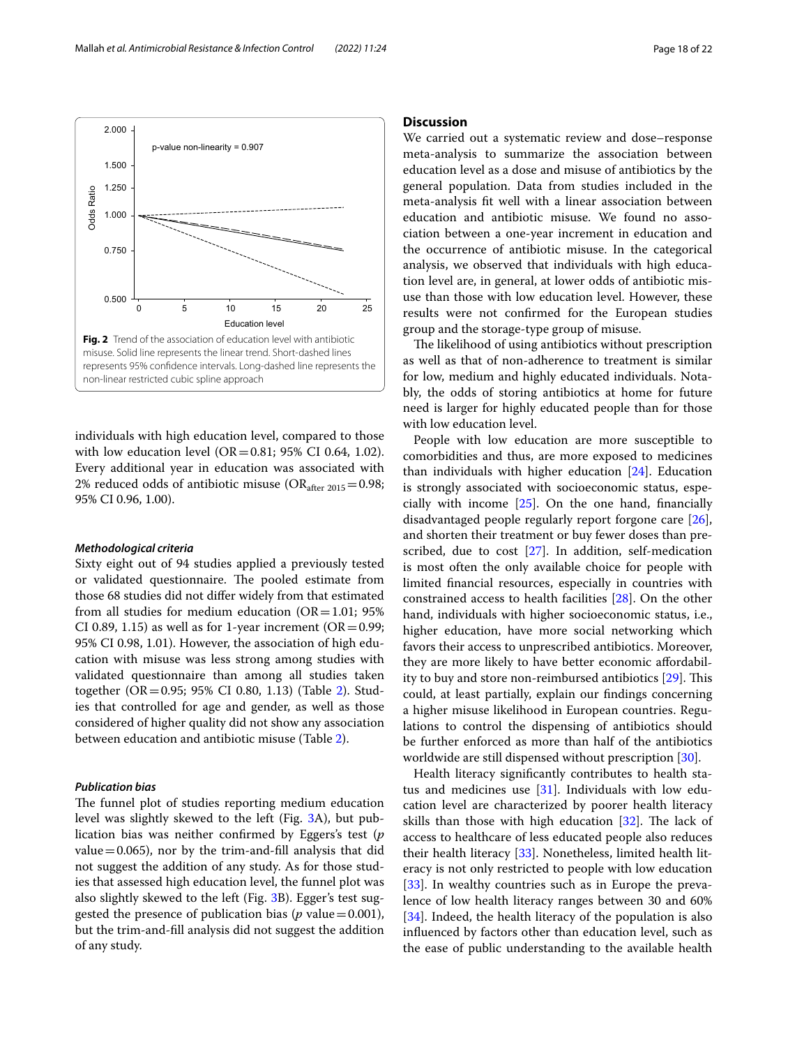Fig. 2 Trend of the association of education level with antibiotic misuse. Solid line represents the linear trend. Short-dashed lines represents 95% confidence intervals. Long-dashed line represents the non-linear restricted cubic spline approach

individuals with high education level, compared to those with low education level (OR = 0.81; 95% CI 0.64, 1.02). Every additional year in education was associated with 2% reduced odds of antibiotic misuse ($OR_{after\ 2015}$ = 0.98; 95% CI 0.96, 1.00).

#### *Methodological criteria*

Sixty eight out of 94 studies applied a previously tested or validated questionnaire. The pooled estimate from those 68 studies did not differ widely from that estimated from all studies for medium education (OR = 1.01; 95% CI 0.89, 1.15) as well as for 1-year increment (OR = 0.99; 95% CI 0.98, 1.01). However, the association of high education with misuse was less strong among studies with validated questionnaire than among all studies taken together (OR = 0.95; 95% CI 0.80, 1.13) (Table 2). Studies that controlled for age and gender, as well as those considered of higher quality did not show any association between education and antibiotic misuse (Table 2).

#### *Publication bias*

The funnel plot of studies reporting medium education level was slightly skewed to the left (Fig. 3A), but publication bias was neither confirmed by Eggers's test (*p* value = 0.065), nor by the trim-and-fill analysis that did not suggest the addition of any study. As for those studies that assessed high education level, the funnel plot was also slightly skewed to the left (Fig. 3B). Egger's test suggested the presence of publication bias (*p* value = 0.001), but the trim-and-fill analysis did not suggest the addition of any study.

## Discussion

We carried out a systematic review and dose–response meta-analysis to summarize the association between education level as a dose and misuse of antibiotics by the general population. Data from studies included in the meta-analysis fit well with a linear association between education and antibiotic misuse. We found no association between a one-year increment in education and the occurrence of antibiotic misuse. In the categorical analysis, we observed that individuals with high education level are, in general, at lower odds of antibiotic misuse than those with low education level. However, these results were not confirmed for the European studies group and the storage-type group of misuse.

The likelihood of using antibiotics without prescription as well as that of non-adherence to treatment is similar for low, medium and highly educated individuals. Notably, the odds of storing antibiotics at home for future need is larger for highly educated people than for those with low education level.

People with low education are more susceptible to comorbidities and thus, are more exposed to medicines than individuals with higher education [24]. Education is strongly associated with socioeconomic status, especially with income [25]. On the one hand, financially disadvantaged people regularly report forgone care [26], and shorten their treatment or buy fewer doses than prescribed, due to cost [27]. In addition, self-medication is most often the only available choice for people with limited financial resources, especially in countries with constrained access to health facilities [28]. On the other hand, individuals with higher socioeconomic status, i.e., higher education, have more social networking which favors their access to unprescribed antibiotics. Moreover, they are more likely to have better economic affordability to buy and store non-reimbursed antibiotics [29]. This could, at least partially, explain our findings concerning a higher misuse likelihood in European countries. Regulations to control the dispensing of antibiotics should be further enforced as more than half of the antibiotics worldwide are still dispensed without prescription [30].

Health literacy significantly contributes to health status and medicines use [31]. Individuals with low education level are characterized by poorer health literacy skills than those with high education [32]. The lack of access to healthcare of less educated people also reduces their health literacy [33]. Nonetheless, limited health literacy is not only restricted to people with low education [33]. In wealthy countries such as in Europe the prevalence of low health literacy ranges between 30 and 60% [34]. Indeed, the health literacy of the population is also influenced by factors other than education level, such as the ease of public understanding to the available health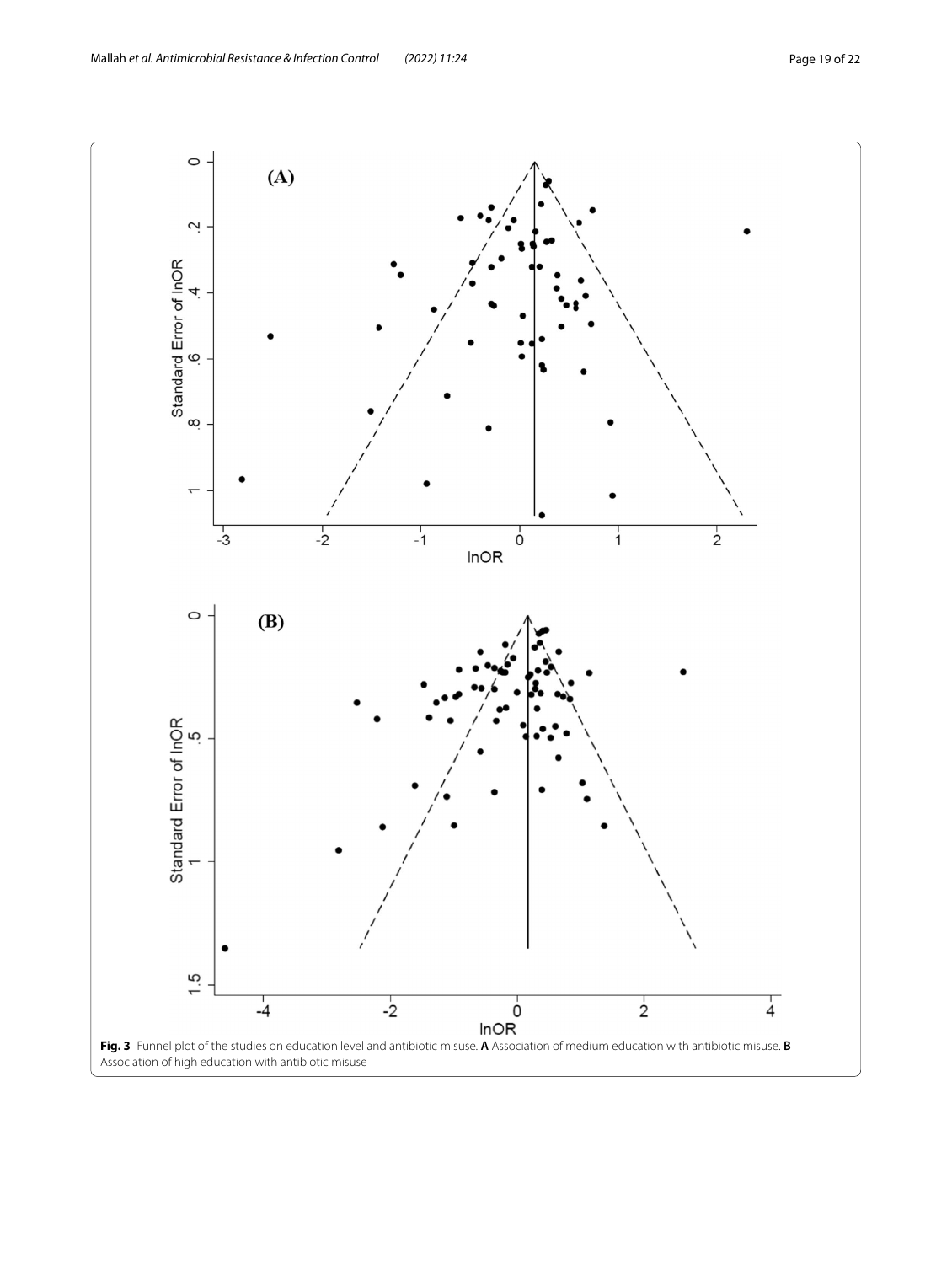**Fig. 3** Funnel plot of the studies on education level and antibiotic misuse. **A** Association of medium education with antibiotic misuse. **B** Association of high education with antibiotic misuse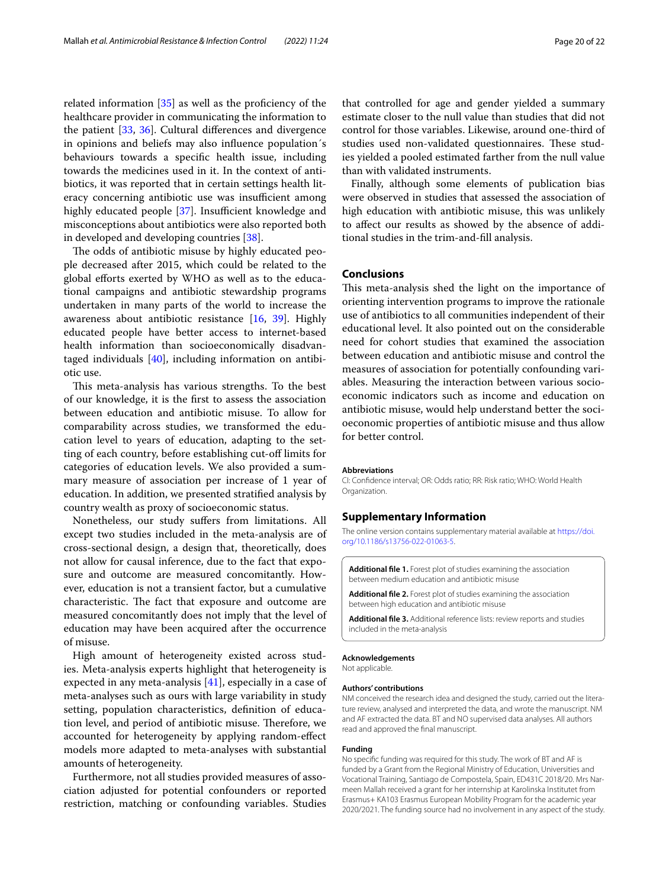related information [35] as well as the proficiency of the healthcare provider in communicating the information to the patient [33, 36]. Cultural differences and divergence in opinions and beliefs may also influence population´s behaviours towards a specific health issue, including towards the medicines used in it. In the context of antibiotics, it was reported that in certain settings health literacy concerning antibiotic use was insufficient among highly educated people [37]. Insufficient knowledge and misconceptions about antibiotics were also reported both in developed and developing countries [38].

The odds of antibiotic misuse by highly educated people decreased after 2015, which could be related to the global efforts exerted by WHO as well as to the educational campaigns and antibiotic stewardship programs undertaken in many parts of the world to increase the awareness about antibiotic resistance [16, 39]. Highly educated people have better access to internet-based health information than socioeconomically disadvantaged individuals [40], including information on antibiotic use.

This meta-analysis has various strengths. To the best of our knowledge, it is the first to assess the association between education and antibiotic misuse. To allow for comparability across studies, we transformed the education level to years of education, adapting to the setting of each country, before establishing cut-off limits for categories of education levels. We also provided a summary measure of association per increase of 1 year of education. In addition, we presented stratified analysis by country wealth as proxy of socioeconomic status.

Nonetheless, our study suffers from limitations. All except two studies included in the meta-analysis are of cross-sectional design, a design that, theoretically, does not allow for causal inference, due to the fact that exposure and outcome are measured concomitantly. However, education is not a transient factor, but a cumulative characteristic. The fact that exposure and outcome are measured concomitantly does not imply that the level of education may have been acquired after the occurrence of misuse.

High amount of heterogeneity existed across studies. Meta-analysis experts highlight that heterogeneity is expected in any meta-analysis [41], especially in a case of meta-analyses such as ours with large variability in study setting, population characteristics, definition of education level, and period of antibiotic misuse. Therefore, we accounted for heterogeneity by applying random-effect models more adapted to meta-analyses with substantial amounts of heterogeneity.

Furthermore, not all studies provided measures of association adjusted for potential confounders or reported restriction, matching or confounding variables. Studies that controlled for age and gender yielded a summary estimate closer to the null value than studies that did not control for those variables. Likewise, around one-third of studies used non-validated questionnaires. These studies yielded a pooled estimated farther from the null value than with validated instruments.

Finally, although some elements of publication bias were observed in studies that assessed the association of high education with antibiotic misuse, this was unlikely to affect our results as showed by the absence of additional studies in the trim-and-fill analysis.

## Conclusions

This meta-analysis shed the light on the importance of orienting intervention programs to improve the rationale use of antibiotics to all communities independent of their educational level. It also pointed out on the considerable need for cohort studies that examined the association between education and antibiotic misuse and control the measures of association for potentially confounding variables. Measuring the interaction between various socioeconomic indicators such as income and education on antibiotic misuse, would help understand better the socioeconomic properties of antibiotic misuse and thus allow for better control.

#### Abbreviations

CI: Confidence interval; OR: Odds ratio; RR: Risk ratio; WHO: World Health Organization.

## Supplementary Information

The online version contains supplementary material available at https://doi.org/10.1186/s13756-022-01063-5.

**Additional file 1.** Forest plot of studies examining the association between medium education and antibiotic misuse

**Additional file 2.** Forest plot of studies examining the association between high education and antibiotic misuse

**Additional file 3.** Additional reference lists: review reports and studies included in the meta-analysis

#### Acknowledgements

Not applicable.

#### Authors' contributions

NM conceived the research idea and designed the study, carried out the literature review, analysed and interpreted the data, and wrote the manuscript. NM and AF extracted the data. BT and NO supervised data analyses. All authors read and approved the final manuscript.

#### Funding

No specific funding was required for this study. The work of BT and AF is funded by a Grant from the Regional Ministry of Education, Universities and Vocational Training, Santiago de Compostela, Spain, ED431C 2018/20. Mrs Narmeen Mallah received a grant for her internship at Karolinska Institutet from Erasmus+ KA103 Erasmus European Mobility Program for the academic year 2020/2021. The funding source had no involvement in any aspect of the study.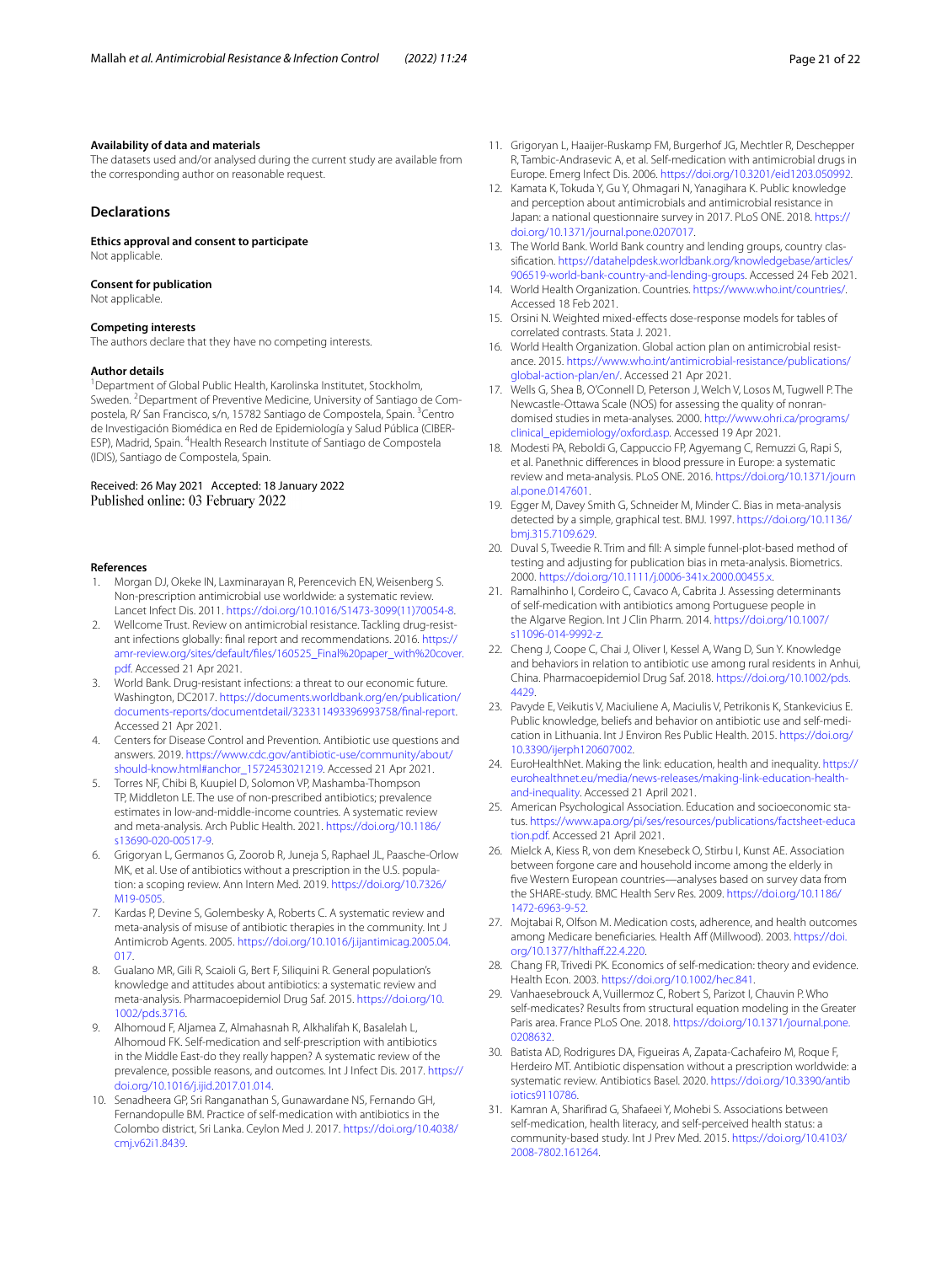**Availability of data and materials**

The datasets used and/or analysed during the current study are available from the corresponding author on reasonable request.

## Declarations

**Ethics approval and consent to participate**

Not applicable.

**Consent for publication**

Not applicable.

**Competing interests**

The authors declare that they have no competing interests.

**Author details**

[1]Department of Global Public Health, Karolinska Institutet, Stockholm, Sweden. [2]Department of Preventive Medicine, University of Santiago de Compostela, R/ San Francisco, s/n, 15782 Santiago de Compostela, Spain. [3]Centro de Investigación Biomédica en Red de Epidemiología y Salud Pública (CIBERESP), Madrid, Spain. [4]Health Research Institute of Santiago de Compostela (IDIS), Santiago de Compostela, Spain.

Received: 26 May 2021 Accepted: 18 January 2022
Published online: 03 February 2022

**References**

1. Morgan DJ, Okeke IN, Laxminarayan R, Perencevich EN, Weisenberg S. Non-prescription antimicrobial use worldwide: a systematic review. Lancet Infect Dis. 2011. https://doi.org/10.1016/S1473-3099(11)70054-8.
2. Wellcome Trust. Review on antimicrobial resistance. Tackling drug-resistant infections globally: final report and recommendations. 2016. https://amr-review.org/sites/default/files/160525_Final%20paper_with%20cover.pdf. Accessed 21 Apr 2021.
3. World Bank. Drug-resistant infections: a threat to our economic future. Washington, DC2017. https://documents.worldbank.org/en/publication/documents-reports/documentdetail/323311493396993758/final-report. Accessed 21 Apr 2021.
4. Centers for Disease Control and Prevention. Antibiotic use questions and answers. 2019. https://www.cdc.gov/antibiotic-use/community/about/should-know.html#anchor_1572453021219. Accessed 21 Apr 2021.
5. Torres NF, Chibi B, Kuupiel D, Solomon VP, Mashamba-Thompson TP, Middleton LE. The use of non-prescribed antibiotics; prevalence estimates in low-and-middle-income countries. A systematic review and meta-analysis. Arch Public Health. 2021. https://doi.org/10.1186/s13690-020-00517-9.
6. Grigoryan L, Germanos G, Zoorob R, Juneja S, Raphael JL, Paasche-Orlow MK, et al. Use of antibiotics without a prescription in the U.S. population: a scoping review. Ann Intern Med. 2019. https://doi.org/10.7326/M19-0505.
7. Kardas P, Devine S, Golembesky A, Roberts C. A systematic review and meta-analysis of misuse of antibiotic therapies in the community. Int J Antimicrob Agents. 2005. https://doi.org/10.1016/j.ijantimicag.2005.04.017.
8. Gualano MR, Gili R, Scaioli G, Bert F, Siliquini R. General population's knowledge and attitudes about antibiotics: a systematic review and meta-analysis. Pharmacoepidemiol Drug Saf. 2015. https://doi.org/10.1002/pds.3716.
9. Alhomoud F, Aljamea Z, Almahasnah R, Alkhalifah K, Basalelah L, Alhomoud FK. Self-medication and self-prescription with antibiotics in the Middle East-do they really happen? A systematic review of the prevalence, possible reasons, and outcomes. Int J Infect Dis. 2017. https://doi.org/10.1016/j.ijid.2017.01.014.
10. Senadheera GP, Sri Ranganathan S, Gunawardane NS, Fernando GH, Fernandopulle BM. Practice of self-medication with antibiotics in the Colombo district, Sri Lanka. Ceylon Med J. 2017. https://doi.org/10.4038/cmj.v62i1.8439.
11. Grigoryan L, Haaijer-Ruskamp FM, Burgerhof JG, Mechtler R, Deschepper R, Tambic-Andrasevic A, et al. Self-medication with antimicrobial drugs in Europe. Emerg Infect Dis. 2006. https://doi.org/10.3201/eid1203.050992.
12. Kamata K, Tokuda Y, Gu Y, Ohmagari N, Yanagihara K. Public knowledge and perception about antimicrobials and antimicrobial resistance in Japan: a national questionnaire survey in 2017. PLoS ONE. 2018. https://doi.org/10.1371/journal.pone.0207017.
13. The World Bank. World Bank country and lending groups, country classification. https://datahelpdesk.worldbank.org/knowledgebase/articles/906519-world-bank-country-and-lending-groups. Accessed 24 Feb 2021.
14. World Health Organization. Countries. https://www.who.int/countries/. Accessed 18 Feb 2021.
15. Orsini N. Weighted mixed-effects dose-response models for tables of correlated contrasts. Stata J. 2021.
16. World Health Organization. Global action plan on antimicrobial resistance. 2015. https://www.who.int/antimicrobial-resistance/publications/global-action-plan/en/. Accessed 21 Apr 2021.
17. Wells G, Shea B, O'Connell D, Peterson J, Welch V, Losos M, Tugwell P. The Newcastle-Ottawa Scale (NOS) for assessing the quality of nonrandomised studies in meta-analyses. 2000. http://www.ohri.ca/programs/clinical_epidemiology/oxford.asp. Accessed 19 Apr 2021.
18. Modesti PA, Reboldi G, Cappuccio FP, Agyemang C, Remuzzi G, Rapi S, et al. Panethnic differences in blood pressure in Europe: a systematic review and meta-analysis. PLoS ONE. 2016. https://doi.org/10.1371/journal.pone.0147601.
19. Egger M, Davey Smith G, Schneider M, Minder C. Bias in meta-analysis detected by a simple, graphical test. BMJ. 1997. https://doi.org/10.1136/bmj.315.7109.629.
20. Duval S, Tweedie R. Trim and fill: A simple funnel-plot-based method of testing and adjusting for publication bias in meta-analysis. Biometrics. 2000. https://doi.org/10.1111/j.0006-341x.2000.00455.x.
21. Ramalhinho I, Cordeiro C, Cavaco A, Cabrita J. Assessing determinants of self-medication with antibiotics among Portuguese people in the Algarve Region. Int J Clin Pharm. 2014. https://doi.org/10.1007/s11096-014-9992-z.
22. Cheng J, Coope C, Chai J, Oliver I, Kessel A, Wang D, Sun Y. Knowledge and behaviors in relation to antibiotic use among rural residents in Anhui, China. Pharmacoepidemiol Drug Saf. 2018. https://doi.org/10.1002/pds.4429.
23. Pavyde E, Veikutis V, Maciuliene A, Maciulis V, Petrikonis K, Stankevicius E. Public knowledge, beliefs and behavior on antibiotic use and self-medication in Lithuania. Int J Environ Res Public Health. 2015. https://doi.org/10.3390/ijerph120607002.
24. EuroHealthNet. Making the link: education, health and inequality. https://eurohealthnet.eu/media/news-releases/making-link-education-health-and-inequality. Accessed 21 April 2021.
25. American Psychological Association. Education and socioeconomic status. https://www.apa.org/pi/ses/resources/publications/factsheet-education.pdf. Accessed 21 April 2021.
26. Mielck A, Kiess R, von dem Knesebeck O, Stirbu I, Kunst AE. Association between forgone care and household income among the elderly in five Western European countries—analyses based on survey data from the SHARE-study. BMC Health Serv Res. 2009. https://doi.org/10.1186/1472-6963-9-52.
27. Mojtabai R, Olfson M. Medication costs, adherence, and health outcomes among Medicare beneficiaries. Health Aff (Millwood). 2003. https://doi.org/10.1377/hlthaff.22.4.220.
28. Chang FR, Trivedi PK. Economics of self-medication: theory and evidence. Health Econ. 2003. https://doi.org/10.1002/hec.841.
29. Vanhaesebrouck A, Vuillermoz C, Robert S, Parizot I, Chauvin P. Who self-medicates? Results from structural equation modeling in the Greater Paris area. France PLoS One. 2018. https://doi.org/10.1371/journal.pone.0208632.
30. Batista AD, Rodrigues DA, Figueiras A, Zapata-Cachafeiro M, Roque F, Herdeiro MT. Antibiotic dispensation without a prescription worldwide: a systematic review. Antibiotics Basel. 2020. https://doi.org/10.3390/antibiotics9110786.
31. Kamran A, Sharifirad G, Shafaeei Y, Mohebi S. Associations between self-medication, health literacy, and self-perceived health status: a community-based study. Int J Prev Med. 2015. https://doi.org/10.4103/2008-7802.161264.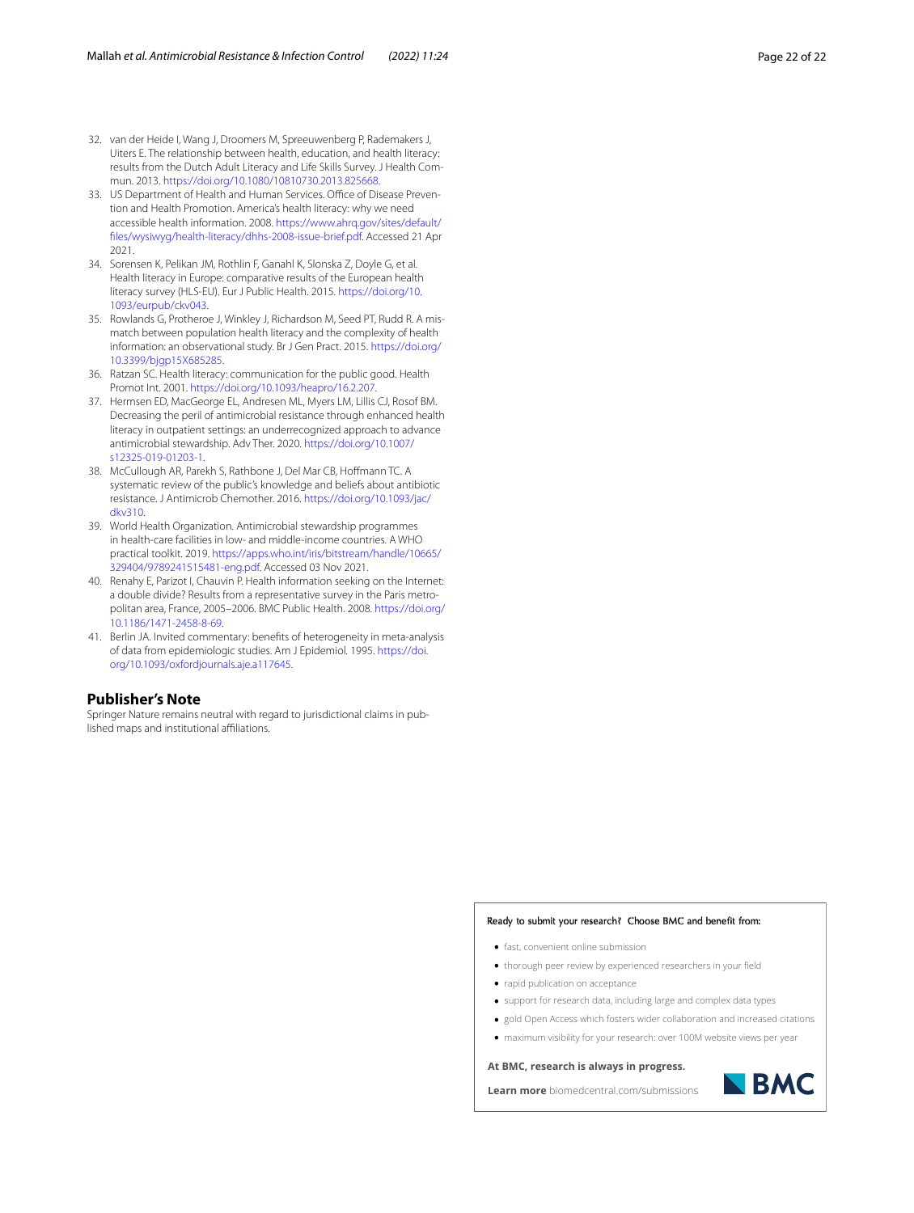32. van der Heide I, Wang J, Droomers M, Spreeuwenberg P, Rademakers J, Uiters E. The relationship between health, education, and health literacy: results from the Dutch Adult Literacy and Life Skills Survey. J Health Commun. 2013. https://doi.org/10.1080/10810730.2013.825668.
33. US Department of Health and Human Services. Office of Disease Prevention and Health Promotion. America's health literacy: why we need accessible health information. 2008. https://www.ahrq.gov/sites/default/files/wysiwyg/health-literacy/dhhs-2008-issue-brief.pdf. Accessed 21 Apr 2021.
34. Sorensen K, Pelikan JM, Rothlin F, Ganahl K, Slonska Z, Doyle G, et al. Health literacy in Europe: comparative results of the European health literacy survey (HLS-EU). Eur J Public Health. 2015. https://doi.org/10.1093/eurpub/ckv043.
35. Rowlands G, Protheroe J, Winkley J, Richardson M, Seed PT, Rudd R. A mismatch between population health literacy and the complexity of health information: an observational study. Br J Gen Pract. 2015. https://doi.org/10.3399/bjgp15X685285.
36. Ratzan SC. Health literacy: communication for the public good. Health Promot Int. 2001. https://doi.org/10.1093/heapro/16.2.207.
37. Hermsen ED, MacGeorge EL, Andresen ML, Myers LM, Lillis CJ, Rosof BM. Decreasing the peril of antimicrobial resistance through enhanced health literacy in outpatient settings: an underrecognized approach to advance antimicrobial stewardship. Adv Ther. 2020. https://doi.org/10.1007/s12325-019-01203-1.
38. McCullough AR, Parekh S, Rathbone J, Del Mar CB, Hoffmann TC. A systematic review of the public's knowledge and beliefs about antibiotic resistance. J Antimicrob Chemother. 2016. https://doi.org/10.1093/jac/dkv310.
39. World Health Organization. Antimicrobial stewardship programmes in health-care facilities in low- and middle-income countries. A WHO practical toolkit. 2019. https://apps.who.int/iris/bitstream/handle/10665/329404/9789241515481-eng.pdf. Accessed 03 Nov 2021.
40. Renahy E, Parizot I, Chauvin P. Health information seeking on the Internet: a double divide? Results from a representative survey in the Paris metropolitan area, France, 2005–2006. BMC Public Health. 2008. https://doi.org/10.1186/1471-2458-8-69.
41. Berlin JA. Invited commentary: benefits of heterogeneity in meta-analysis of data from epidemiologic studies. Am J Epidemiol. 1995. https://doi.org/10.1093/oxfordjournals.aje.a117645.

## Publisher's Note

Springer Nature remains neutral with regard to jurisdictional claims in published maps and institutional affiliations.

Ready to submit your research? Choose BMC and benefit from:

- fast, convenient online submission
- thorough peer review by experienced researchers in your field
- rapid publication on acceptance
- support for research data, including large and complex data types
- gold Open Access which fosters wider collaboration and increased citations
- maximum visibility for your research: over 100M website views per year

**At BMC, research is always in progress.**

**Learn more** biomedcentral.com/submissions

BMC